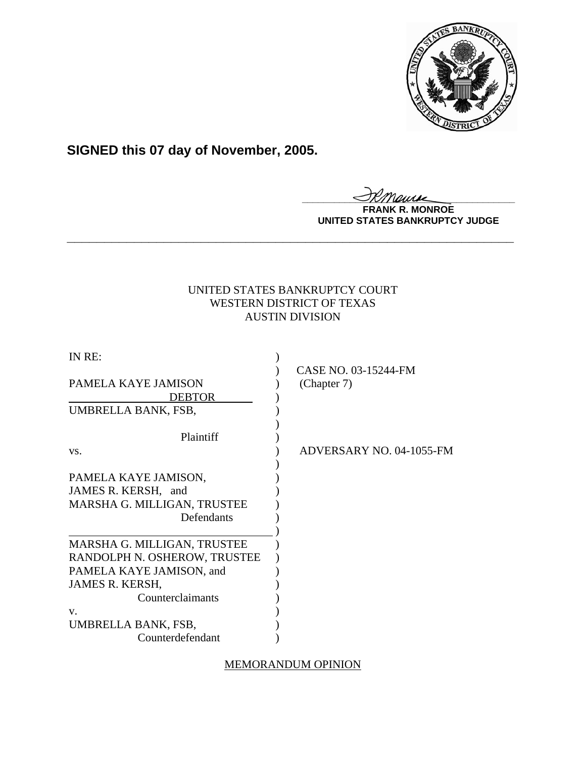**SIGNED this 07 day of November, 2005.**

**FRANK R. MONROE**
**UNITED STATES BANKRUPTCY JUDGE**

---

UNITED STATES BANKRUPTCY COURT
WESTERN DISTRICT OF TEXAS
AUSTIN DIVISION

| | | |
|---|---|---|
| IN RE: | ) | |
| | ) | CASE NO. 03-15244-FM |
| PAMELA KAYE JAMISON | ) | (Chapter 7) |
| DEBTOR | ) | |
| UMBRELLA BANK, FSB, | ) | |
| | ) | |
| Plaintiff | ) | |
| vs. | ) | ADVERSARY NO. 04-1055-FM |
| | ) | |
| PAMELA KAYE JAMISON, | ) | |
| JAMES R. KERSH, and | ) | |
| MARSHA G. MILLIGAN, TRUSTEE | ) | |
| Defendants | ) | |
| | ) | |
| MARSHA G. MILLIGAN, TRUSTEE | ) | |
| RANDOLPH N. OSHEROW, TRUSTEE | ) | |
| PAMELA KAYE JAMISON, and | ) | |
| JAMES R. KERSH, | ) | |
| Counterclaimants | ) | |
| v. | ) | |
| UMBRELLA BANK, FSB, | ) | |
| Counterdefendant | ) | |

MEMORANDUM OPINION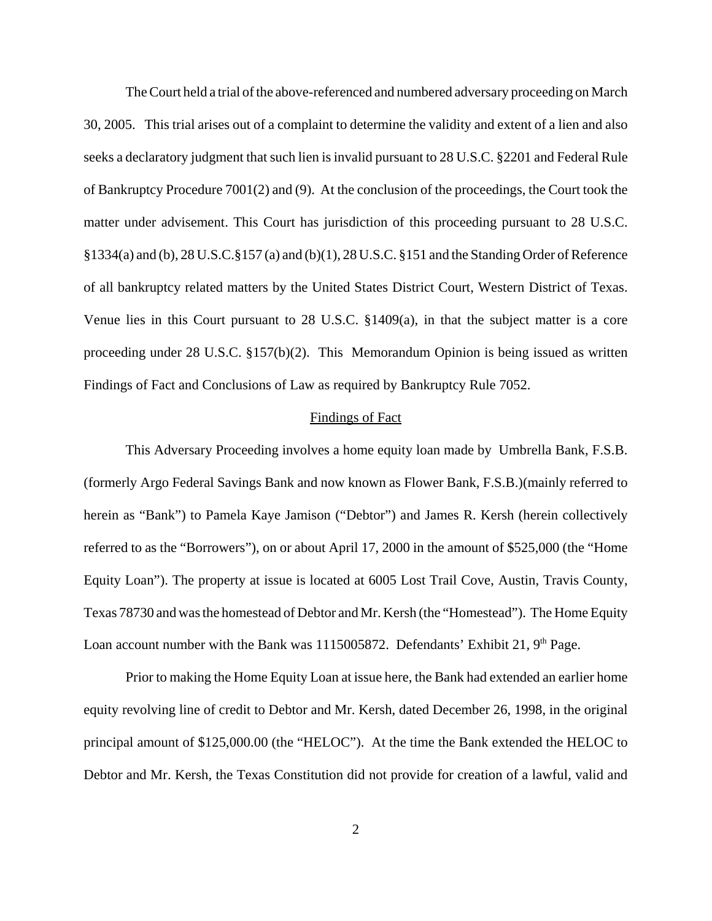The Court held a trial of the above-referenced and numbered adversary proceeding on March 30, 2005. This trial arises out of a complaint to determine the validity and extent of a lien and also seeks a declaratory judgment that such lien is invalid pursuant to 28 U.S.C. §2201 and Federal Rule of Bankruptcy Procedure 7001(2) and (9). At the conclusion of the proceedings, the Court took the matter under advisement. This Court has jurisdiction of this proceeding pursuant to 28 U.S.C. §1334(a) and (b), 28 U.S.C.§157 (a) and (b)(1), 28 U.S.C. §151 and the Standing Order of Reference of all bankruptcy related matters by the United States District Court, Western District of Texas. Venue lies in this Court pursuant to 28 U.S.C. §1409(a), in that the subject matter is a core proceeding under 28 U.S.C. §157(b)(2). This Memorandum Opinion is being issued as written Findings of Fact and Conclusions of Law as required by Bankruptcy Rule 7052.

## Findings of Fact

This Adversary Proceeding involves a home equity loan made by Umbrella Bank, F.S.B. (formerly Argo Federal Savings Bank and now known as Flower Bank, F.S.B.)(mainly referred to herein as "Bank") to Pamela Kaye Jamison ("Debtor") and James R. Kersh (herein collectively referred to as the "Borrowers"), on or about April 17, 2000 in the amount of $525,000 (the "Home Equity Loan"). The property at issue is located at 6005 Lost Trail Cove, Austin, Travis County, Texas 78730 and was the homestead of Debtor and Mr. Kersh (the "Homestead"). The Home Equity Loan account number with the Bank was 1115005872. Defendants' Exhibit 21, 9th Page.

Prior to making the Home Equity Loan at issue here, the Bank had extended an earlier home equity revolving line of credit to Debtor and Mr. Kersh, dated December 26, 1998, in the original principal amount of $125,000.00 (the "HELOC"). At the time the Bank extended the HELOC to Debtor and Mr. Kersh, the Texas Constitution did not provide for creation of a lawful, valid and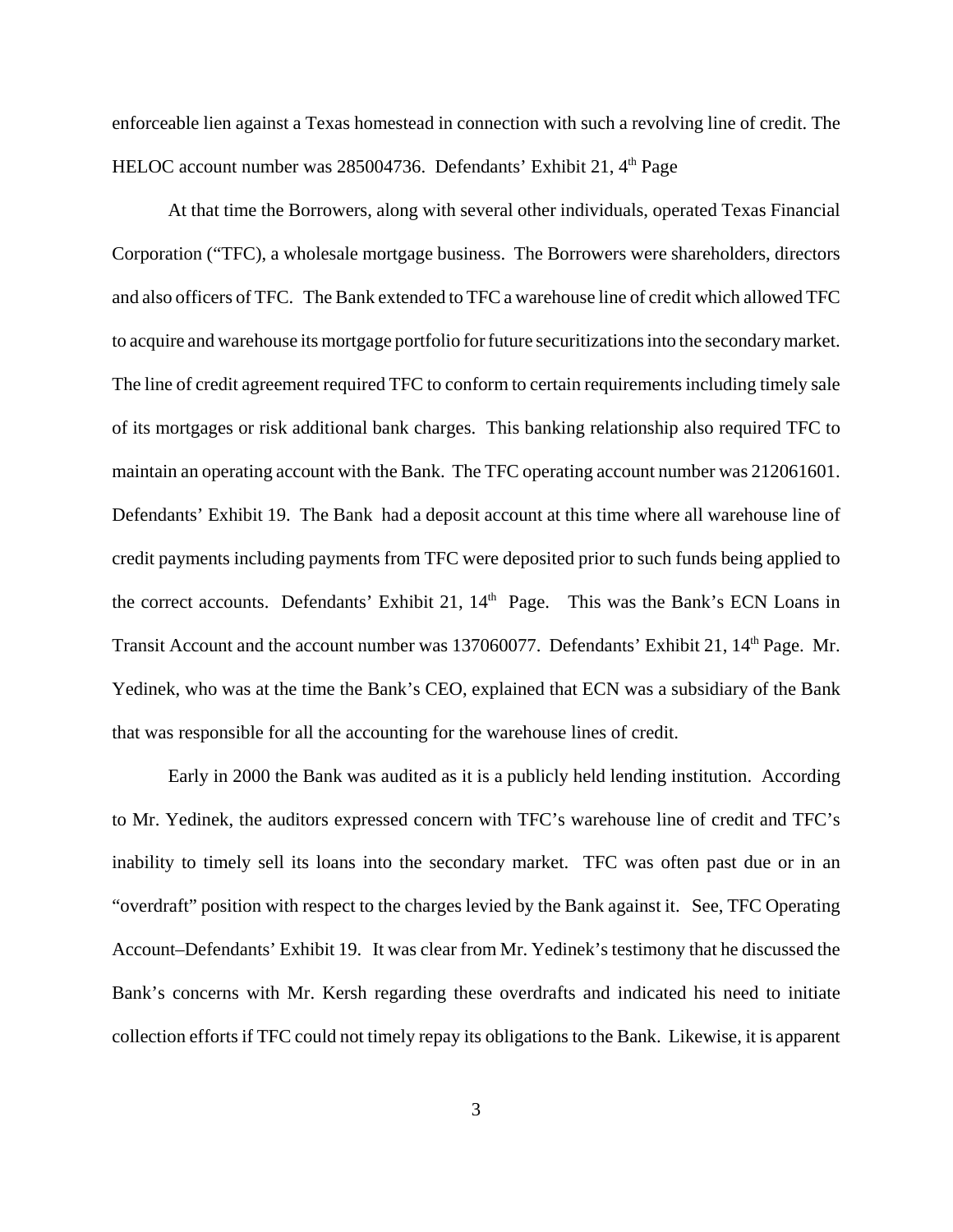enforceable lien against a Texas homestead in connection with such a revolving line of credit. The HELOC account number was 285004736. Defendants' Exhibit 21, 4th Page

At that time the Borrowers, along with several other individuals, operated Texas Financial Corporation ("TFC), a wholesale mortgage business. The Borrowers were shareholders, directors and also officers of TFC. The Bank extended to TFC a warehouse line of credit which allowed TFC to acquire and warehouse its mortgage portfolio for future securitizations into the secondary market. The line of credit agreement required TFC to conform to certain requirements including timely sale of its mortgages or risk additional bank charges. This banking relationship also required TFC to maintain an operating account with the Bank. The TFC operating account number was 212061601. Defendants' Exhibit 19. The Bank had a deposit account at this time where all warehouse line of credit payments including payments from TFC were deposited prior to such funds being applied to the correct accounts. Defendants' Exhibit 21, 14th Page. This was the Bank's ECN Loans in Transit Account and the account number was 137060077. Defendants' Exhibit 21, 14th Page. Mr. Yedinek, who was at the time the Bank's CEO, explained that ECN was a subsidiary of the Bank that was responsible for all the accounting for the warehouse lines of credit.

Early in 2000 the Bank was audited as it is a publicly held lending institution. According to Mr. Yedinek, the auditors expressed concern with TFC's warehouse line of credit and TFC's inability to timely sell its loans into the secondary market. TFC was often past due or in an "overdraft" position with respect to the charges levied by the Bank against it. See, TFC Operating Account–Defendants' Exhibit 19. It was clear from Mr. Yedinek's testimony that he discussed the Bank's concerns with Mr. Kersh regarding these overdrafts and indicated his need to initiate collection efforts if TFC could not timely repay its obligations to the Bank. Likewise, it is apparent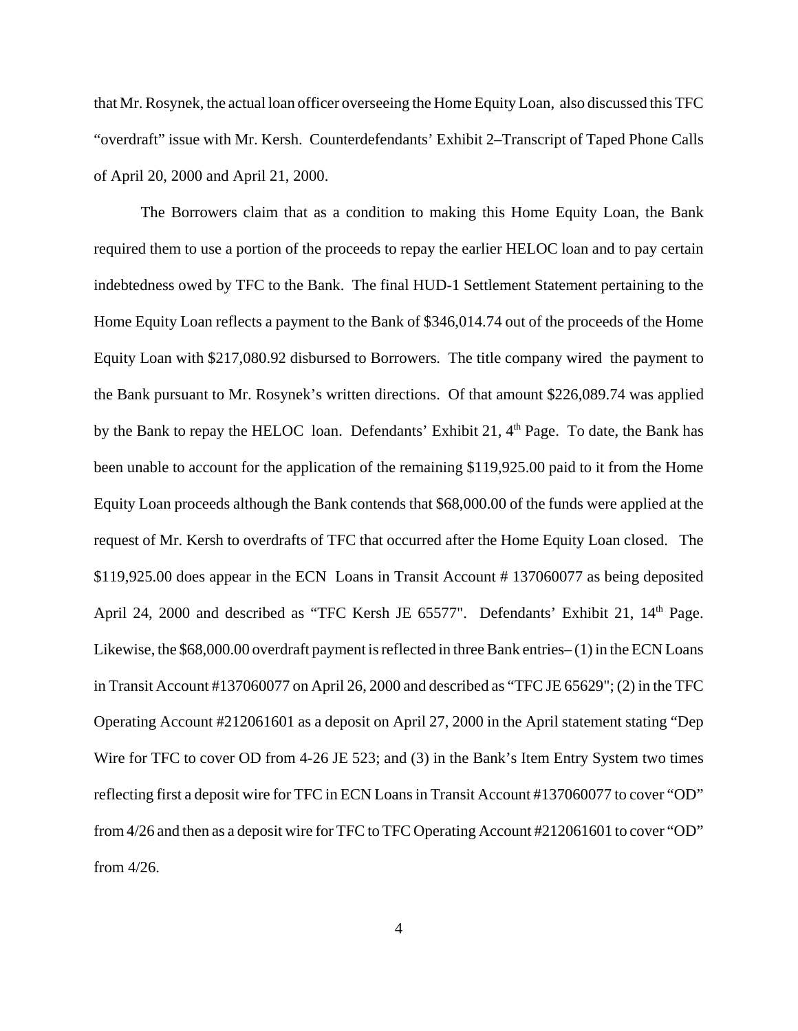that Mr. Rosynek, the actual loan officer overseeing the Home Equity Loan, also discussed this TFC "overdraft" issue with Mr. Kersh. Counterdefendants' Exhibit 2–Transcript of Taped Phone Calls of April 20, 2000 and April 21, 2000.

The Borrowers claim that as a condition to making this Home Equity Loan, the Bank required them to use a portion of the proceeds to repay the earlier HELOC loan and to pay certain indebtedness owed by TFC to the Bank. The final HUD-1 Settlement Statement pertaining to the Home Equity Loan reflects a payment to the Bank of $346,014.74 out of the proceeds of the Home Equity Loan with $217,080.92 disbursed to Borrowers. The title company wired the payment to the Bank pursuant to Mr. Rosynek's written directions. Of that amount $226,089.74 was applied by the Bank to repay the HELOC loan. Defendants' Exhibit 21, 4th Page. To date, the Bank has been unable to account for the application of the remaining $119,925.00 paid to it from the Home Equity Loan proceeds although the Bank contends that $68,000.00 of the funds were applied at the request of Mr. Kersh to overdrafts of TFC that occurred after the Home Equity Loan closed. The $119,925.00 does appear in the ECN Loans in Transit Account # 137060077 as being deposited April 24, 2000 and described as "TFC Kersh JE 65577". Defendants' Exhibit 21, 14th Page. Likewise, the $68,000.00 overdraft payment is reflected in three Bank entries– (1) in the ECN Loans in Transit Account #137060077 on April 26, 2000 and described as "TFC JE 65629"; (2) in the TFC Operating Account #212061601 as a deposit on April 27, 2000 in the April statement stating "Dep Wire for TFC to cover OD from 4-26 JE 523; and (3) in the Bank's Item Entry System two times reflecting first a deposit wire for TFC in ECN Loans in Transit Account #137060077 to cover "OD" from 4/26 and then as a deposit wire for TFC to TFC Operating Account #212061601 to cover "OD" from 4/26.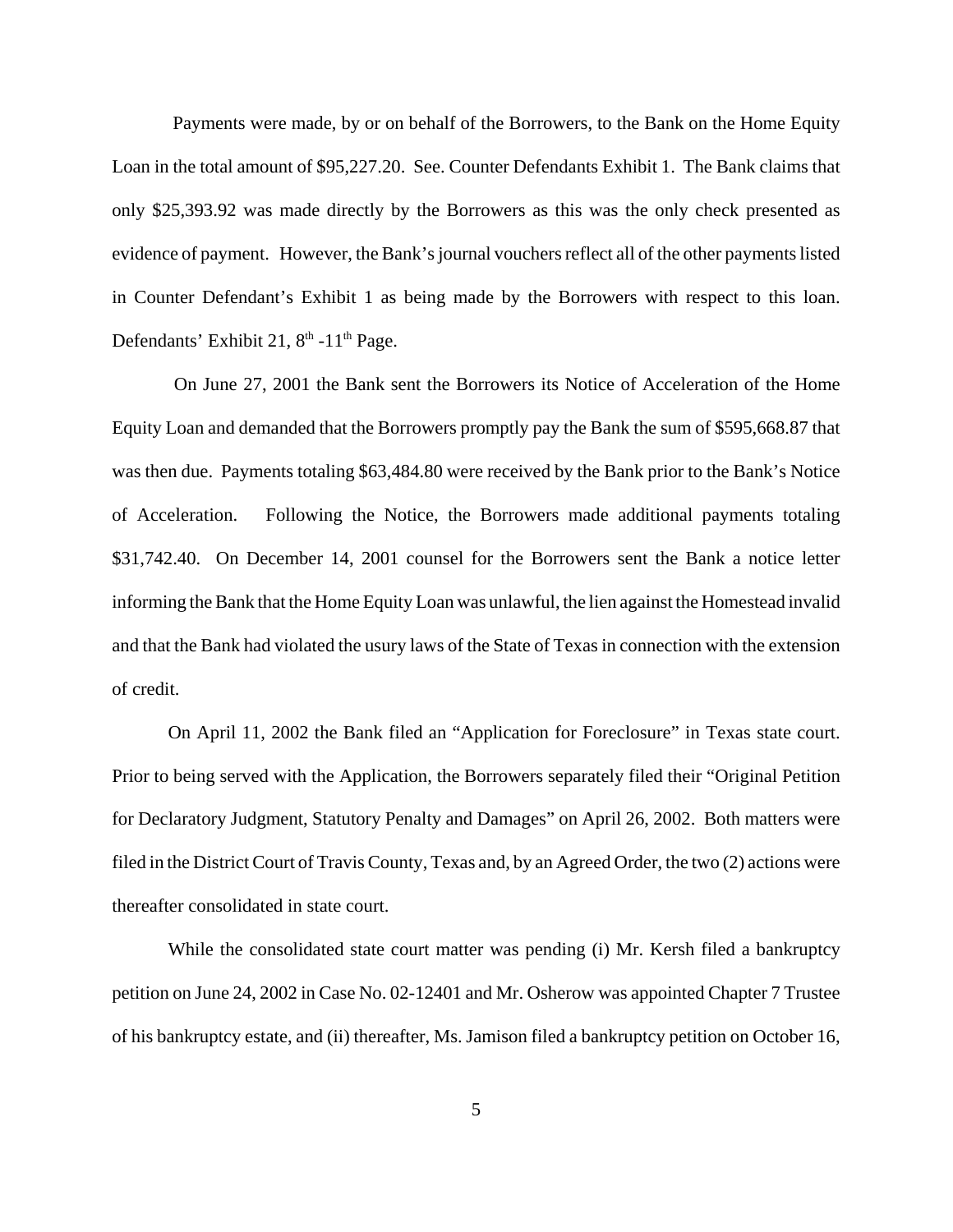Payments were made, by or on behalf of the Borrowers, to the Bank on the Home Equity Loan in the total amount of $95,227.20. See. Counter Defendants Exhibit 1. The Bank claims that only $25,393.92 was made directly by the Borrowers as this was the only check presented as evidence of payment. However, the Bank's journal vouchers reflect all of the other payments listed in Counter Defendant's Exhibit 1 as being made by the Borrowers with respect to this loan. Defendants' Exhibit 21, 8th -11th Page.

On June 27, 2001 the Bank sent the Borrowers its Notice of Acceleration of the Home Equity Loan and demanded that the Borrowers promptly pay the Bank the sum of $595,668.87 that was then due. Payments totaling $63,484.80 were received by the Bank prior to the Bank's Notice of Acceleration. Following the Notice, the Borrowers made additional payments totaling $31,742.40. On December 14, 2001 counsel for the Borrowers sent the Bank a notice letter informing the Bank that the Home Equity Loan was unlawful, the lien against the Homestead invalid and that the Bank had violated the usury laws of the State of Texas in connection with the extension of credit.

On April 11, 2002 the Bank filed an "Application for Foreclosure" in Texas state court. Prior to being served with the Application, the Borrowers separately filed their "Original Petition for Declaratory Judgment, Statutory Penalty and Damages" on April 26, 2002. Both matters were filed in the District Court of Travis County, Texas and, by an Agreed Order, the two (2) actions were thereafter consolidated in state court.

While the consolidated state court matter was pending (i) Mr. Kersh filed a bankruptcy petition on June 24, 2002 in Case No. 02-12401 and Mr. Osherow was appointed Chapter 7 Trustee of his bankruptcy estate, and (ii) thereafter, Ms. Jamison filed a bankruptcy petition on October 16,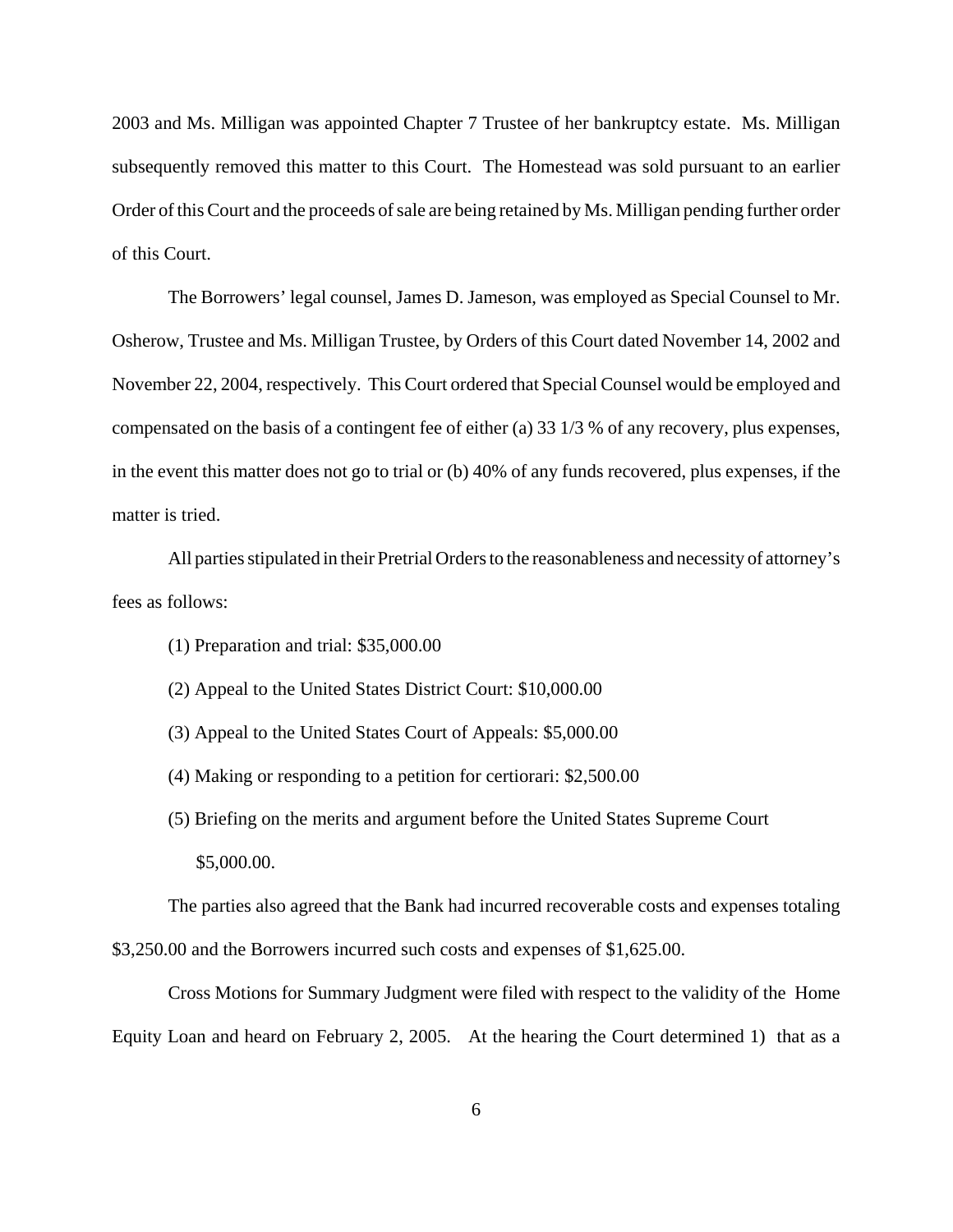2003 and Ms. Milligan was appointed Chapter 7 Trustee of her bankruptcy estate. Ms. Milligan subsequently removed this matter to this Court. The Homestead was sold pursuant to an earlier Order of this Court and the proceeds of sale are being retained by Ms. Milligan pending further order of this Court.

The Borrowers' legal counsel, James D. Jameson, was employed as Special Counsel to Mr. Osherow, Trustee and Ms. Milligan Trustee, by Orders of this Court dated November 14, 2002 and November 22, 2004, respectively. This Court ordered that Special Counsel would be employed and compensated on the basis of a contingent fee of either (a) 33 1/3 % of any recovery, plus expenses, in the event this matter does not go to trial or (b) 40% of any funds recovered, plus expenses, if the matter is tried.

All parties stipulated in their Pretrial Orders to the reasonableness and necessity of attorney's fees as follows:

(1) Preparation and trial: $35,000.00

(2) Appeal to the United States District Court: $10,000.00

(3) Appeal to the United States Court of Appeals: $5,000.00

(4) Making or responding to a petition for certiorari: $2,500.00

(5) Briefing on the merits and argument before the United States Supreme Court $5,000.00.

The parties also agreed that the Bank had incurred recoverable costs and expenses totaling $3,250.00 and the Borrowers incurred such costs and expenses of $1,625.00.

Cross Motions for Summary Judgment were filed with respect to the validity of the Home Equity Loan and heard on February 2, 2005. At the hearing the Court determined 1) that as a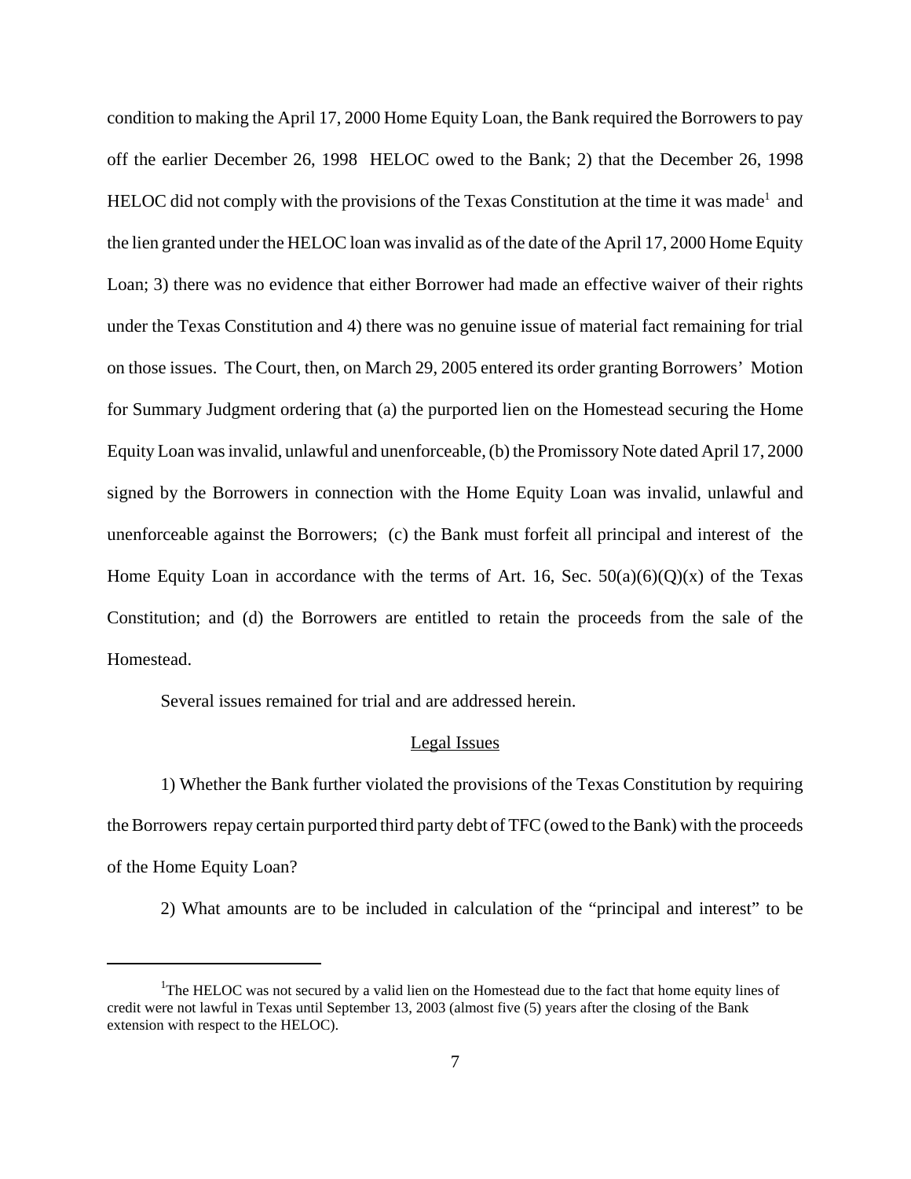condition to making the April 17, 2000 Home Equity Loan, the Bank required the Borrowers to pay off the earlier December 26, 1998 HELOC owed to the Bank; 2) that the December 26, 1998 HELOC did not comply with the provisions of the Texas Constitution at the time it was made[1] and the lien granted under the HELOC loan was invalid as of the date of the April 17, 2000 Home Equity Loan; 3) there was no evidence that either Borrower had made an effective waiver of their rights under the Texas Constitution and 4) there was no genuine issue of material fact remaining for trial on those issues. The Court, then, on March 29, 2005 entered its order granting Borrowers' Motion for Summary Judgment ordering that (a) the purported lien on the Homestead securing the Home Equity Loan was invalid, unlawful and unenforceable, (b) the Promissory Note dated April 17, 2000 signed by the Borrowers in connection with the Home Equity Loan was invalid, unlawful and unenforceable against the Borrowers; (c) the Bank must forfeit all principal and interest of the Home Equity Loan in accordance with the terms of Art. 16, Sec. 50(a)(6)(Q)(x) of the Texas Constitution; and (d) the Borrowers are entitled to retain the proceeds from the sale of the Homestead.

Several issues remained for trial and are addressed herein.

## Legal Issues

1) Whether the Bank further violated the provisions of the Texas Constitution by requiring the Borrowers repay certain purported third party debt of TFC (owed to the Bank) with the proceeds of the Home Equity Loan?

2) What amounts are to be included in calculation of the "principal and interest" to be

---

[1] The HELOC was not secured by a valid lien on the Homestead due to the fact that home equity lines of credit were not lawful in Texas until September 13, 2003 (almost five (5) years after the closing of the Bank extension with respect to the HELOC).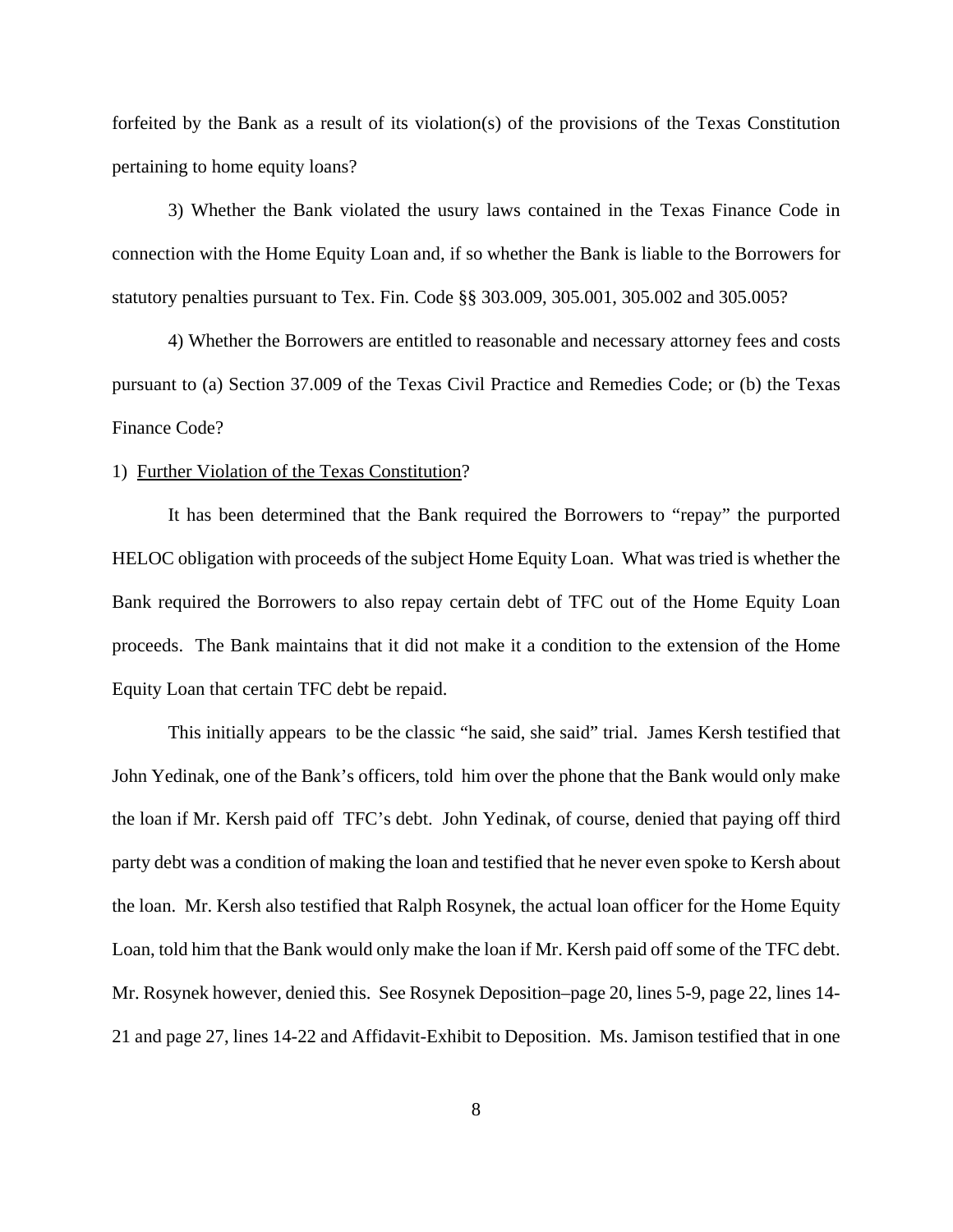forfeited by the Bank as a result of its violation(s) of the provisions of the Texas Constitution pertaining to home equity loans?

3) Whether the Bank violated the usury laws contained in the Texas Finance Code in connection with the Home Equity Loan and, if so whether the Bank is liable to the Borrowers for statutory penalties pursuant to Tex. Fin. Code §§ 303.009, 305.001, 305.002 and 305.005?

4) Whether the Borrowers are entitled to reasonable and necessary attorney fees and costs pursuant to (a) Section 37.009 of the Texas Civil Practice and Remedies Code; or (b) the Texas Finance Code?

1) Further Violation of the Texas Constitution?

It has been determined that the Bank required the Borrowers to "repay" the purported HELOC obligation with proceeds of the subject Home Equity Loan. What was tried is whether the Bank required the Borrowers to also repay certain debt of TFC out of the Home Equity Loan proceeds. The Bank maintains that it did not make it a condition to the extension of the Home Equity Loan that certain TFC debt be repaid.

This initially appears to be the classic "he said, she said" trial. James Kersh testified that John Yedinak, one of the Bank's officers, told him over the phone that the Bank would only make the loan if Mr. Kersh paid off TFC's debt. John Yedinak, of course, denied that paying off third party debt was a condition of making the loan and testified that he never even spoke to Kersh about the loan. Mr. Kersh also testified that Ralph Rosynek, the actual loan officer for the Home Equity Loan, told him that the Bank would only make the loan if Mr. Kersh paid off some of the TFC debt. Mr. Rosynek however, denied this. See Rosynek Deposition–page 20, lines 5-9, page 22, lines 14-21 and page 27, lines 14-22 and Affidavit-Exhibit to Deposition. Ms. Jamison testified that in one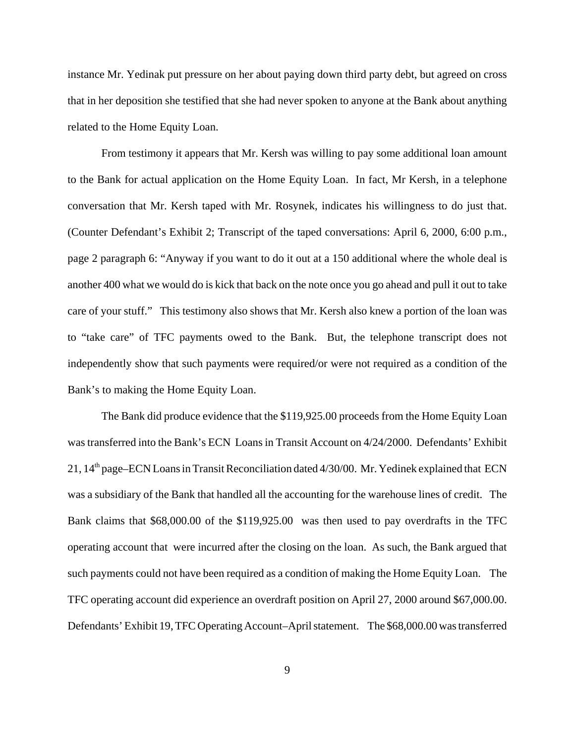instance Mr. Yedinak put pressure on her about paying down third party debt, but agreed on cross that in her deposition she testified that she had never spoken to anyone at the Bank about anything related to the Home Equity Loan.

From testimony it appears that Mr. Kersh was willing to pay some additional loan amount to the Bank for actual application on the Home Equity Loan. In fact, Mr Kersh, in a telephone conversation that Mr. Kersh taped with Mr. Rosynek, indicates his willingness to do just that. (Counter Defendant's Exhibit 2; Transcript of the taped conversations: April 6, 2000, 6:00 p.m., page 2 paragraph 6: "Anyway if you want to do it out at a 150 additional where the whole deal is another 400 what we would do is kick that back on the note once you go ahead and pull it out to take care of your stuff." This testimony also shows that Mr. Kersh also knew a portion of the loan was to "take care" of TFC payments owed to the Bank. But, the telephone transcript does not independently show that such payments were required/or were not required as a condition of the Bank's to making the Home Equity Loan.

The Bank did produce evidence that the $119,925.00 proceeds from the Home Equity Loan was transferred into the Bank's ECN Loans in Transit Account on 4/24/2000. Defendants' Exhibit 21, 14th page–ECN Loans in Transit Reconciliation dated 4/30/00. Mr. Yedinek explained that ECN was a subsidiary of the Bank that handled all the accounting for the warehouse lines of credit. The Bank claims that $68,000.00 of the $119,925.00 was then used to pay overdrafts in the TFC operating account that were incurred after the closing on the loan. As such, the Bank argued that such payments could not have been required as a condition of making the Home Equity Loan. The TFC operating account did experience an overdraft position on April 27, 2000 around $67,000.00. Defendants' Exhibit 19, TFC Operating Account–April statement. The $68,000.00 was transferred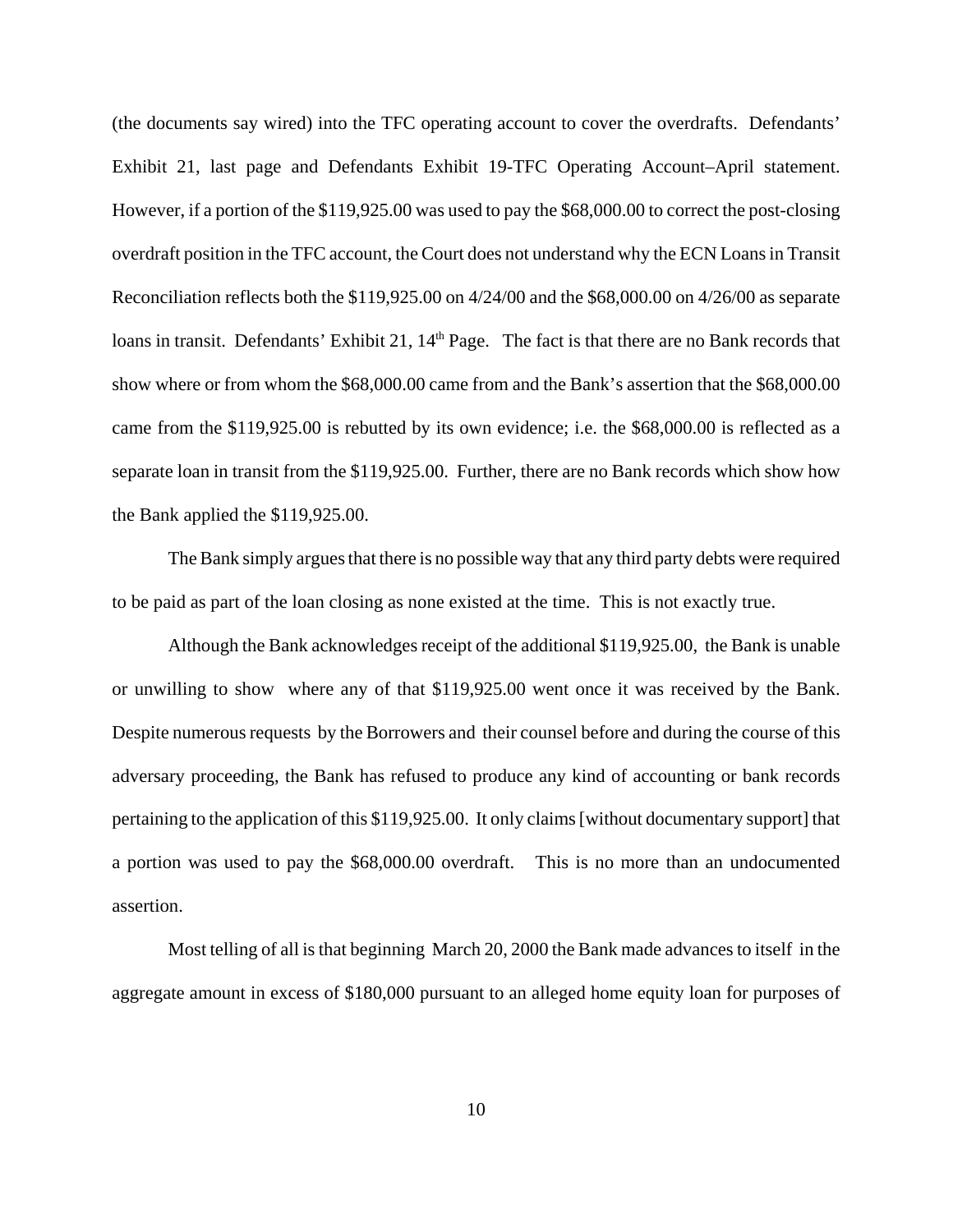(the documents say wired) into the TFC operating account to cover the overdrafts. Defendants' Exhibit 21, last page and Defendants Exhibit 19-TFC Operating Account–April statement. However, if a portion of the $119,925.00 was used to pay the $68,000.00 to correct the post-closing overdraft position in the TFC account, the Court does not understand why the ECN Loans in Transit Reconciliation reflects both the $119,925.00 on 4/24/00 and the $68,000.00 on 4/26/00 as separate loans in transit. Defendants' Exhibit 21, 14th Page. The fact is that there are no Bank records that show where or from whom the $68,000.00 came from and the Bank's assertion that the $68,000.00 came from the $119,925.00 is rebutted by its own evidence; i.e. the $68,000.00 is reflected as a separate loan in transit from the $119,925.00. Further, there are no Bank records which show how the Bank applied the $119,925.00.

The Bank simply argues that there is no possible way that any third party debts were required to be paid as part of the loan closing as none existed at the time. This is not exactly true.

Although the Bank acknowledges receipt of the additional $119,925.00, the Bank is unable or unwilling to show where any of that $119,925.00 went once it was received by the Bank. Despite numerous requests by the Borrowers and their counsel before and during the course of this adversary proceeding, the Bank has refused to produce any kind of accounting or bank records pertaining to the application of this $119,925.00. It only claims [without documentary support] that a portion was used to pay the $68,000.00 overdraft. This is no more than an undocumented assertion.

Most telling of all is that beginning March 20, 2000 the Bank made advances to itself in the aggregate amount in excess of $180,000 pursuant to an alleged home equity loan for purposes of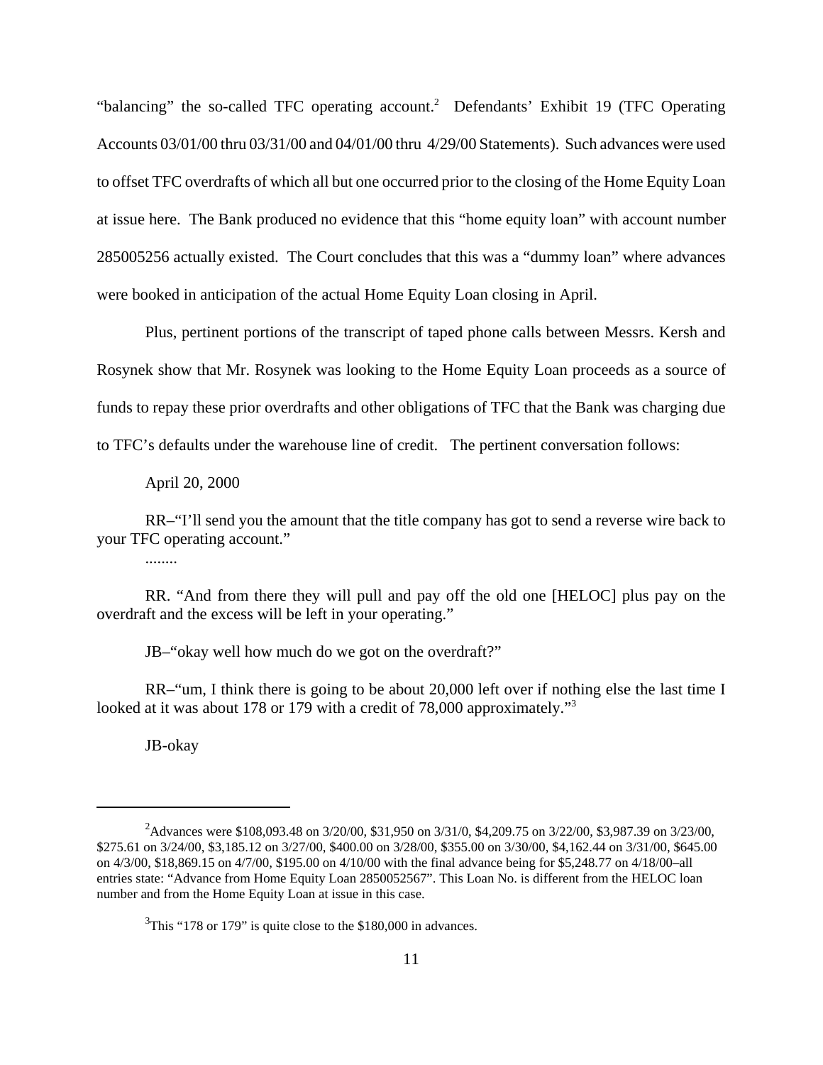"balancing" the so-called TFC operating account.[2] Defendants' Exhibit 19 (TFC Operating Accounts 03/01/00 thru 03/31/00 and 04/01/00 thru 4/29/00 Statements). Such advances were used to offset TFC overdrafts of which all but one occurred prior to the closing of the Home Equity Loan at issue here. The Bank produced no evidence that this "home equity loan" with account number 285005256 actually existed. The Court concludes that this was a "dummy loan" where advances were booked in anticipation of the actual Home Equity Loan closing in April.

Plus, pertinent portions of the transcript of taped phone calls between Messrs. Kersh and Rosynek show that Mr. Rosynek was looking to the Home Equity Loan proceeds as a source of funds to repay these prior overdrafts and other obligations of TFC that the Bank was charging due to TFC's defaults under the warehouse line of credit. The pertinent conversation follows:

April 20, 2000

RR–"I'll send you the amount that the title company has got to send a reverse wire back to your TFC operating account."

........

RR. "And from there they will pull and pay off the old one [HELOC] plus pay on the overdraft and the excess will be left in your operating."

JB–"okay well how much do we got on the overdraft?"

RR–"um, I think there is going to be about 20,000 left over if nothing else the last time I looked at it was about 178 or 179 with a credit of 78,000 approximately."[3]

JB-okay

---

[2] Advances were $108,093.48 on 3/20/00, $31,950 on 3/31/0, $4,209.75 on 3/22/00, $3,987.39 on 3/23/00, $275.61 on 3/24/00, $3,185.12 on 3/27/00, $400.00 on 3/28/00, $355.00 on 3/30/00, $4,162.44 on 3/31/00, $645.00 on 4/3/00, $18,869.15 on 4/7/00, $195.00 on 4/10/00 with the final advance being for $5,248.77 on 4/18/00–all entries state: "Advance from Home Equity Loan 2850052567". This Loan No. is different from the HELOC loan number and from the Home Equity Loan at issue in this case.

[3] This "178 or 179" is quite close to the $180,000 in advances.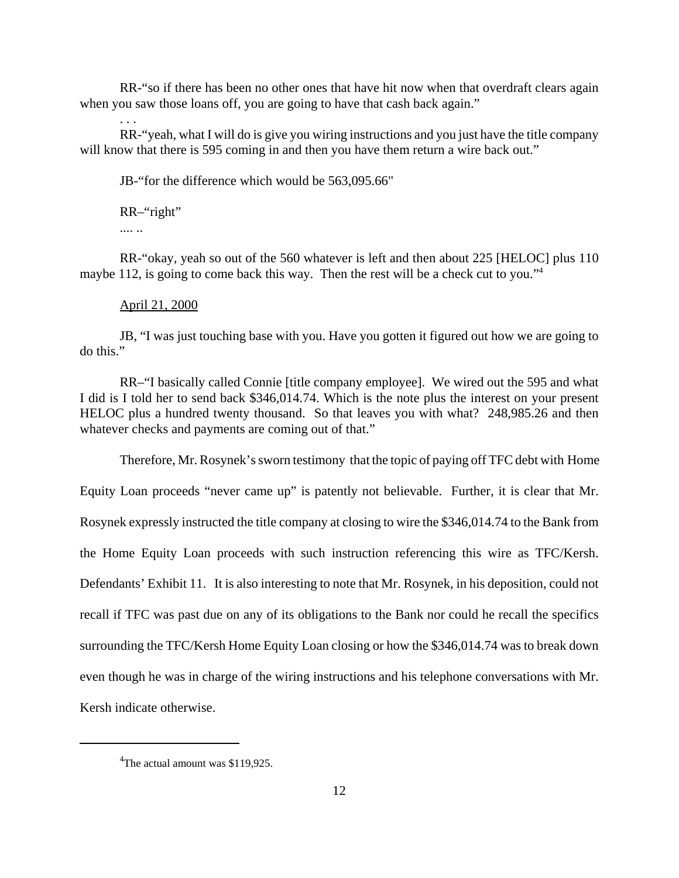RR-"so if there has been no other ones that have hit now when that overdraft clears again when you saw those loans off, you are going to have that cash back again."

. . .

RR-"yeah, what I will do is give you wiring instructions and you just have the title company will know that there is 595 coming in and then you have them return a wire back out."

JB-"for the difference which would be 563,095.66"

RR–"right"

.... ..

RR-"okay, yeah so out of the 560 whatever is left and then about 225 [HELOC] plus 110 maybe 112, is going to come back this way. Then the rest will be a check cut to you."[4]

April 21, 2000

JB, "I was just touching base with you. Have you gotten it figured out how we are going to do this."

RR–"I basically called Connie [title company employee]. We wired out the 595 and what I did is I told her to send back $346,014.74. Which is the note plus the interest on your present HELOC plus a hundred twenty thousand. So that leaves you with what? 248,985.26 and then whatever checks and payments are coming out of that."

Therefore, Mr. Rosynek's sworn testimony that the topic of paying off TFC debt with Home Equity Loan proceeds "never came up" is patently not believable. Further, it is clear that Mr. Rosynek expressly instructed the title company at closing to wire the $346,014.74 to the Bank from the Home Equity Loan proceeds with such instruction referencing this wire as TFC/Kersh. Defendants' Exhibit 11. It is also interesting to note that Mr. Rosynek, in his deposition, could not recall if TFC was past due on any of its obligations to the Bank nor could he recall the specifics surrounding the TFC/Kersh Home Equity Loan closing or how the $346,014.74 was to break down even though he was in charge of the wiring instructions and his telephone conversations with Mr. Kersh indicate otherwise.

---

[4]The actual amount was $119,925.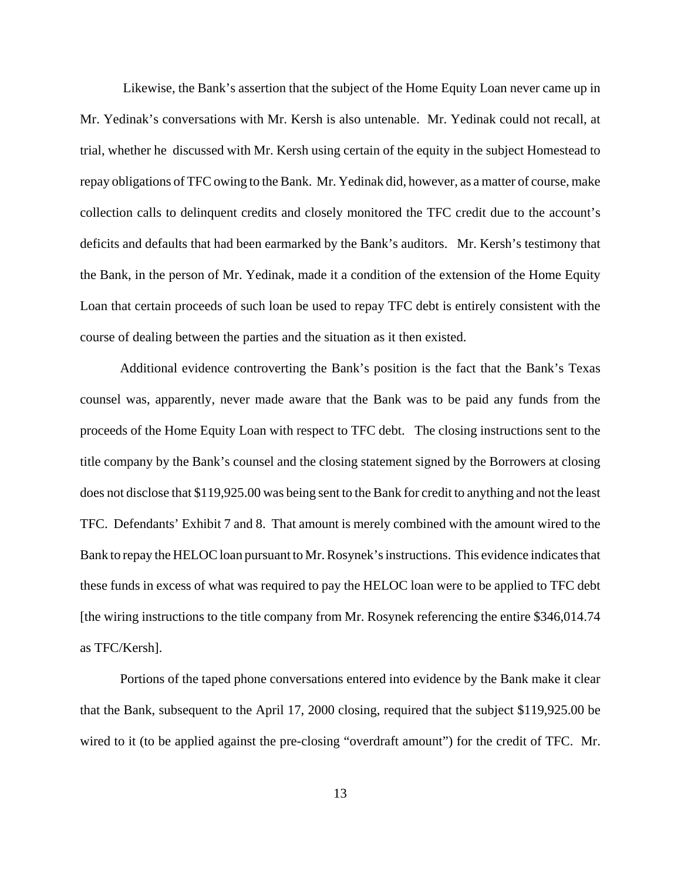Likewise, the Bank's assertion that the subject of the Home Equity Loan never came up in Mr. Yedinak's conversations with Mr. Kersh is also untenable. Mr. Yedinak could not recall, at trial, whether he discussed with Mr. Kersh using certain of the equity in the subject Homestead to repay obligations of TFC owing to the Bank. Mr. Yedinak did, however, as a matter of course, make collection calls to delinquent credits and closely monitored the TFC credit due to the account's deficits and defaults that had been earmarked by the Bank's auditors. Mr. Kersh's testimony that the Bank, in the person of Mr. Yedinak, made it a condition of the extension of the Home Equity Loan that certain proceeds of such loan be used to repay TFC debt is entirely consistent with the course of dealing between the parties and the situation as it then existed.

Additional evidence controverting the Bank's position is the fact that the Bank's Texas counsel was, apparently, never made aware that the Bank was to be paid any funds from the proceeds of the Home Equity Loan with respect to TFC debt. The closing instructions sent to the title company by the Bank's counsel and the closing statement signed by the Borrowers at closing does not disclose that $119,925.00 was being sent to the Bank for credit to anything and not the least TFC. Defendants' Exhibit 7 and 8. That amount is merely combined with the amount wired to the Bank to repay the HELOC loan pursuant to Mr. Rosynek's instructions. This evidence indicates that these funds in excess of what was required to pay the HELOC loan were to be applied to TFC debt [the wiring instructions to the title company from Mr. Rosynek referencing the entire $346,014.74 as TFC/Kersh].

Portions of the taped phone conversations entered into evidence by the Bank make it clear that the Bank, subsequent to the April 17, 2000 closing, required that the subject $119,925.00 be wired to it (to be applied against the pre-closing "overdraft amount") for the credit of TFC. Mr.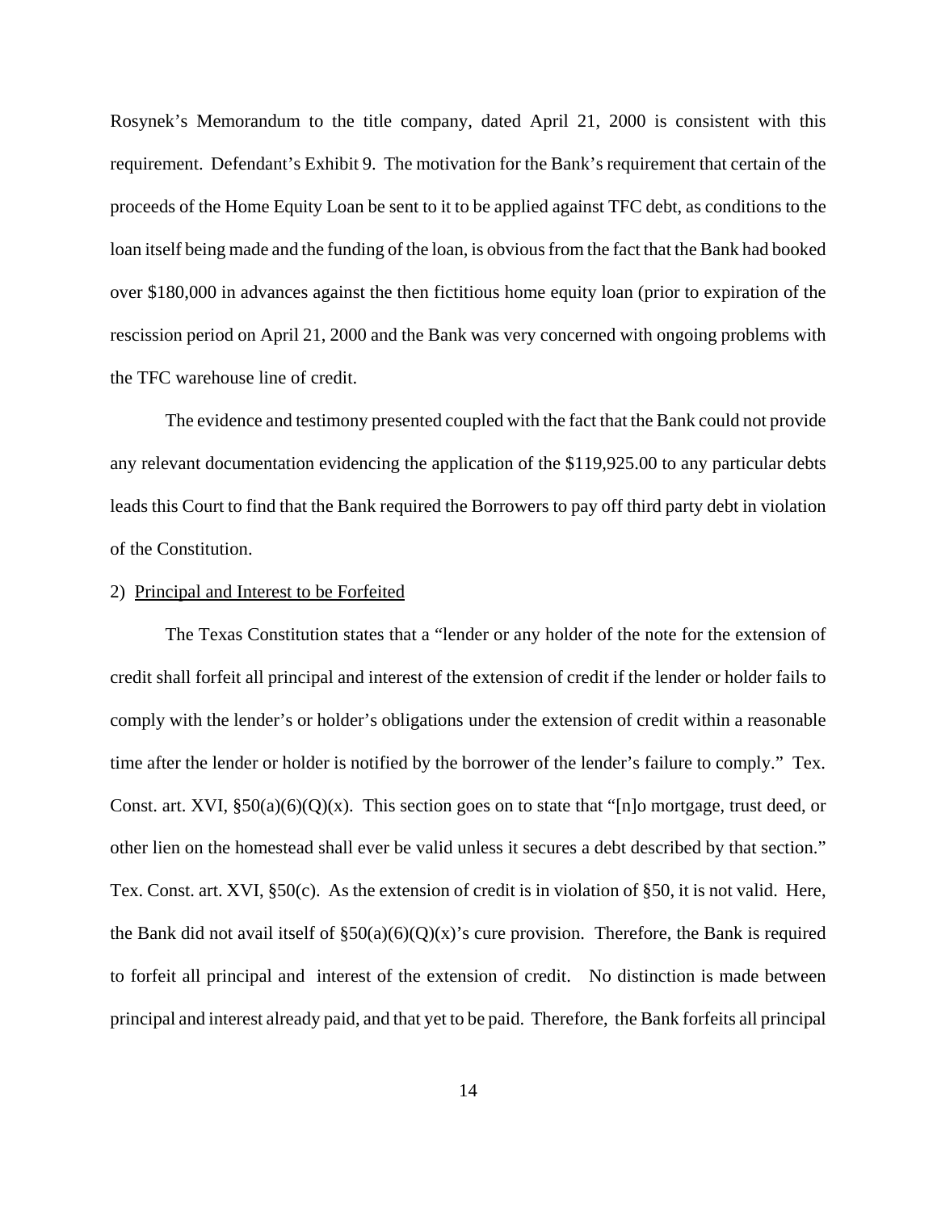Rosynek's Memorandum to the title company, dated April 21, 2000 is consistent with this requirement. Defendant's Exhibit 9. The motivation for the Bank's requirement that certain of the proceeds of the Home Equity Loan be sent to it to be applied against TFC debt, as conditions to the loan itself being made and the funding of the loan, is obvious from the fact that the Bank had booked over $180,000 in advances against the then fictitious home equity loan (prior to expiration of the rescission period on April 21, 2000 and the Bank was very concerned with ongoing problems with the TFC warehouse line of credit.

The evidence and testimony presented coupled with the fact that the Bank could not provide any relevant documentation evidencing the application of the $119,925.00 to any particular debts leads this Court to find that the Bank required the Borrowers to pay off third party debt in violation of the Constitution.

2) <u>Principal and Interest to be Forfeited</u>

The Texas Constitution states that a "lender or any holder of the note for the extension of credit shall forfeit all principal and interest of the extension of credit if the lender or holder fails to comply with the lender's or holder's obligations under the extension of credit within a reasonable time after the lender or holder is notified by the borrower of the lender's failure to comply." Tex. Const. art. XVI, §50(a)(6)(Q)(x). This section goes on to state that "[n]o mortgage, trust deed, or other lien on the homestead shall ever be valid unless it secures a debt described by that section." Tex. Const. art. XVI, §50(c). As the extension of credit is in violation of §50, it is not valid. Here, the Bank did not avail itself of §50(a)(6)(Q)(x)'s cure provision. Therefore, the Bank is required to forfeit all principal and interest of the extension of credit. No distinction is made between principal and interest already paid, and that yet to be paid. Therefore, the Bank forfeits all principal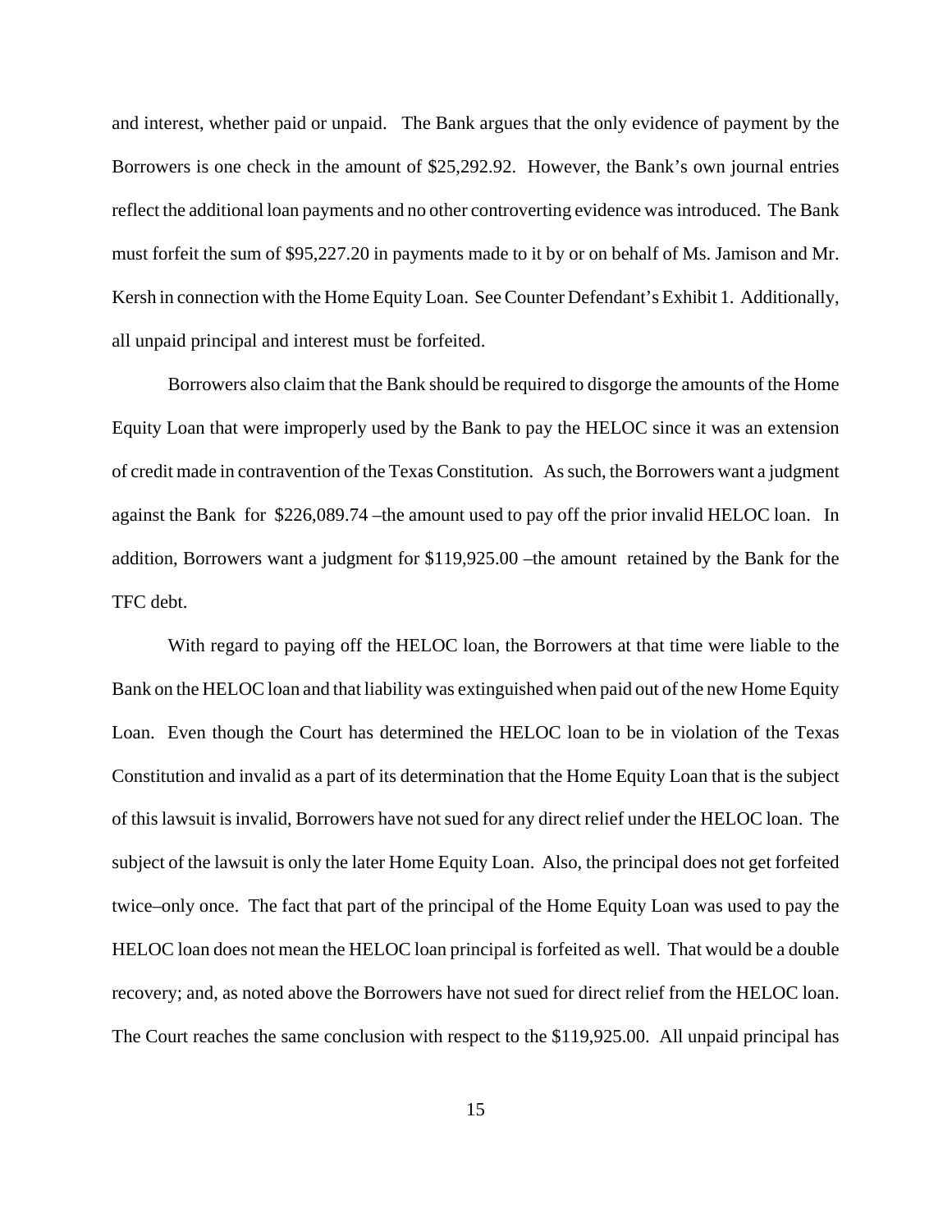and interest, whether paid or unpaid. The Bank argues that the only evidence of payment by the Borrowers is one check in the amount of $25,292.92. However, the Bank's own journal entries reflect the additional loan payments and no other controverting evidence was introduced. The Bank must forfeit the sum of $95,227.20 in payments made to it by or on behalf of Ms. Jamison and Mr. Kersh in connection with the Home Equity Loan. See Counter Defendant's Exhibit 1. Additionally, all unpaid principal and interest must be forfeited.

Borrowers also claim that the Bank should be required to disgorge the amounts of the Home Equity Loan that were improperly used by the Bank to pay the HELOC since it was an extension of credit made in contravention of the Texas Constitution. As such, the Borrowers want a judgment against the Bank for $226,089.74 –the amount used to pay off the prior invalid HELOC loan. In addition, Borrowers want a judgment for $119,925.00 –the amount retained by the Bank for the TFC debt.

With regard to paying off the HELOC loan, the Borrowers at that time were liable to the Bank on the HELOC loan and that liability was extinguished when paid out of the new Home Equity Loan. Even though the Court has determined the HELOC loan to be in violation of the Texas Constitution and invalid as a part of its determination that the Home Equity Loan that is the subject of this lawsuit is invalid, Borrowers have not sued for any direct relief under the HELOC loan. The subject of the lawsuit is only the later Home Equity Loan. Also, the principal does not get forfeited twice–only once. The fact that part of the principal of the Home Equity Loan was used to pay the HELOC loan does not mean the HELOC loan principal is forfeited as well. That would be a double recovery; and, as noted above the Borrowers have not sued for direct relief from the HELOC loan. The Court reaches the same conclusion with respect to the $119,925.00. All unpaid principal has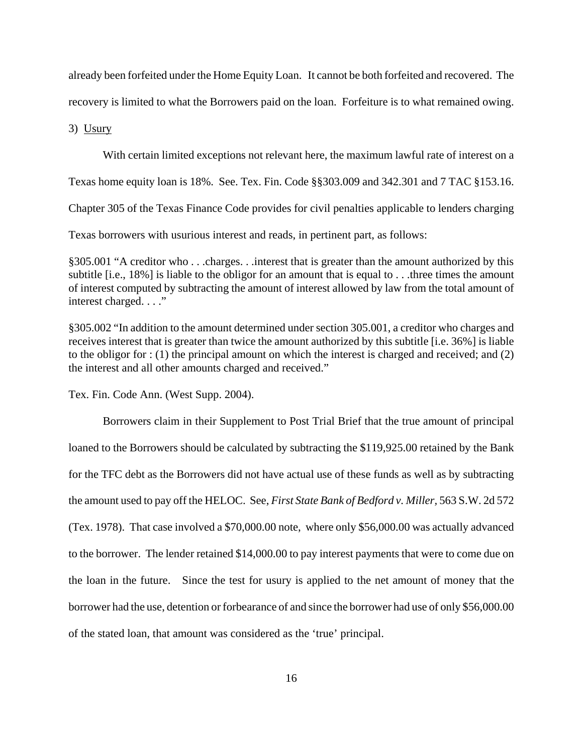already been forfeited under the Home Equity Loan. It cannot be both forfeited and recovered. The recovery is limited to what the Borrowers paid on the loan. Forfeiture is to what remained owing.

3) Usury

With certain limited exceptions not relevant here, the maximum lawful rate of interest on a Texas home equity loan is 18%. See. Tex. Fin. Code §§303.009 and 342.301 and 7 TAC §153.16. Chapter 305 of the Texas Finance Code provides for civil penalties applicable to lenders charging Texas borrowers with usurious interest and reads, in pertinent part, as follows:

§305.001 "A creditor who . . .charges. . .interest that is greater than the amount authorized by this subtitle [i.e., 18%] is liable to the obligor for an amount that is equal to . . .three times the amount of interest computed by subtracting the amount of interest allowed by law from the total amount of interest charged. . . ."

§305.002 "In addition to the amount determined under section 305.001, a creditor who charges and receives interest that is greater than twice the amount authorized by this subtitle [i.e. 36%] is liable to the obligor for : (1) the principal amount on which the interest is charged and received; and (2) the interest and all other amounts charged and received."

Tex. Fin. Code Ann. (West Supp. 2004).

Borrowers claim in their Supplement to Post Trial Brief that the true amount of principal loaned to the Borrowers should be calculated by subtracting the $119,925.00 retained by the Bank for the TFC debt as the Borrowers did not have actual use of these funds as well as by subtracting the amount used to pay off the HELOC. See, *First State Bank of Bedford v. Miller*, 563 S.W. 2d 572 (Tex. 1978). That case involved a $70,000.00 note, where only $56,000.00 was actually advanced to the borrower. The lender retained $14,000.00 to pay interest payments that were to come due on the loan in the future. Since the test for usury is applied to the net amount of money that the borrower had the use, detention or forbearance of and since the borrower had use of only $56,000.00 of the stated loan, that amount was considered as the 'true' principal.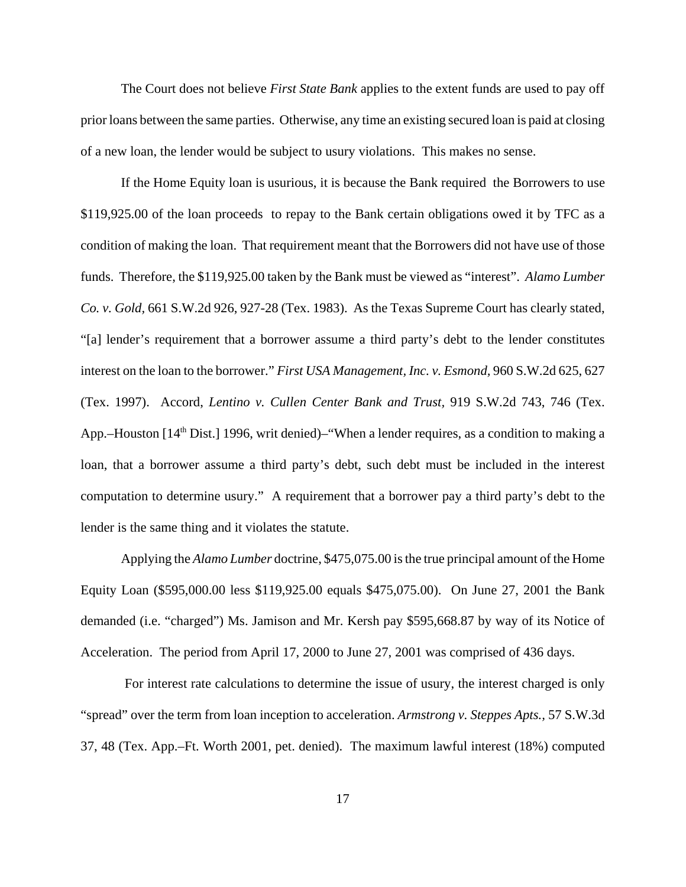The Court does not believe *First State Bank* applies to the extent funds are used to pay off prior loans between the same parties. Otherwise, any time an existing secured loan is paid at closing of a new loan, the lender would be subject to usury violations. This makes no sense.

If the Home Equity loan is usurious, it is because the Bank required the Borrowers to use $119,925.00 of the loan proceeds to repay to the Bank certain obligations owed it by TFC as a condition of making the loan. That requirement meant that the Borrowers did not have use of those funds. Therefore, the $119,925.00 taken by the Bank must be viewed as "interest". *Alamo Lumber Co. v. Gold*, 661 S.W.2d 926, 927-28 (Tex. 1983). As the Texas Supreme Court has clearly stated, "[a] lender's requirement that a borrower assume a third party's debt to the lender constitutes interest on the loan to the borrower." *First USA Management, Inc. v. Esmond,* 960 S.W.2d 625, 627 (Tex. 1997). Accord, *Lentino v. Cullen Center Bank and Trust,* 919 S.W.2d 743, 746 (Tex. App.–Houston [14th Dist.] 1996, writ denied)–"When a lender requires, as a condition to making a loan, that a borrower assume a third party's debt, such debt must be included in the interest computation to determine usury." A requirement that a borrower pay a third party's debt to the lender is the same thing and it violates the statute.

Applying the *Alamo Lumber* doctrine, $475,075.00 is the true principal amount of the Home Equity Loan ($595,000.00 less $119,925.00 equals $475,075.00). On June 27, 2001 the Bank demanded (i.e. "charged") Ms. Jamison and Mr. Kersh pay $595,668.87 by way of its Notice of Acceleration. The period from April 17, 2000 to June 27, 2001 was comprised of 436 days.

For interest rate calculations to determine the issue of usury, the interest charged is only "spread" over the term from loan inception to acceleration. *Armstrong v. Steppes Apts.,* 57 S.W.3d 37, 48 (Tex. App.–Ft. Worth 2001, pet. denied). The maximum lawful interest (18%) computed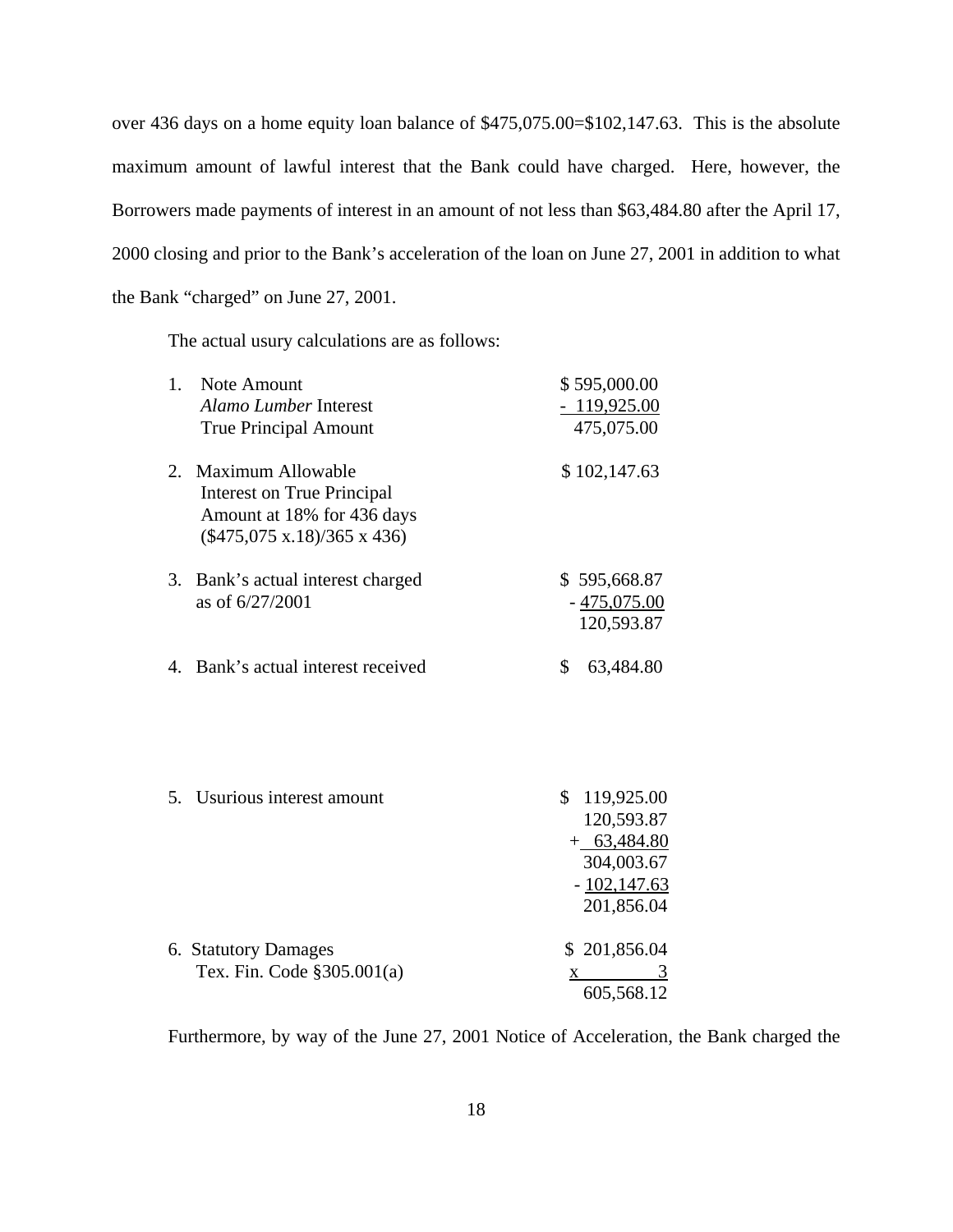over 436 days on a home equity loan balance of $475,075.00=$102,147.63. This is the absolute maximum amount of lawful interest that the Bank could have charged. Here, however, the Borrowers made payments of interest in an amount of not less than $63,484.80 after the April 17, 2000 closing and prior to the Bank's acceleration of the loan on June 27, 2001 in addition to what the Bank "charged" on June 27, 2001.

The actual usury calculations are as follows:

| | |
|---|---|
| 1. Note Amount | $ 595,000.00 |
| *Alamo Lumber* Interest | - 119,925.00 |
| True Principal Amount | 475,075.00 |
| | |
| 2. Maximum Allowable Interest on True Principal Amount at 18% for 436 days ($475,075 x.18)/365 x 436) | $ 102,147.63 |
| | |
| 3. Bank's actual interest charged as of 6/27/2001 | $ 595,668.87 |
| | - 475,075.00 |
| | 120,593.87 |
| | |
| 4. Bank's actual interest received | $ 63,484.80 |
| | |
| 5. Usurious interest amount | $ 119,925.00 |
| | 120,593.87 |
| | + 63,484.80 |
| | 304,003.67 |
| | - 102,147.63 |
| | 201,856.04 |
| | |
| 6. Statutory Damages | $ 201,856.04 |
| Tex. Fin. Code §305.001(a) | x 3 |
| | 605,568.12 |

Furthermore, by way of the June 27, 2001 Notice of Acceleration, the Bank charged the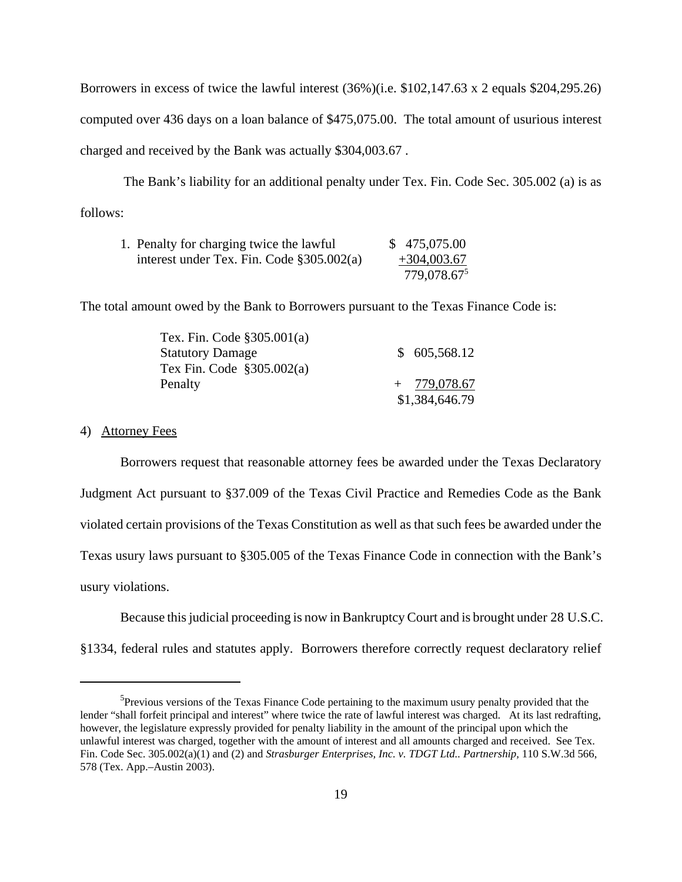Borrowers in excess of twice the lawful interest (36%)(i.e. $102,147.63 x 2 equals $204,295.26) computed over 436 days on a loan balance of $475,075.00. The total amount of usurious interest charged and received by the Bank was actually $304,003.67 .

The Bank's liability for an additional penalty under Tex. Fin. Code Sec. 305.002 (a) is as follows:

| | |
|---|---|
| 1. Penalty for charging twice the lawful interest under Tex. Fin. Code §305.002(a) | $ 475,075.00 |
| | +304,003.67 |
| | 779,078.67[5] |

The total amount owed by the Bank to Borrowers pursuant to the Texas Finance Code is:

| | |
|---|---|
| Tex. Fin. Code §305.001(a) Statutory Damage | $ 605,568.12 |
| Tex Fin. Code §305.002(a) Penalty | + 779,078.67 |
| | $1,384,646.79 |

4) Attorney Fees

Borrowers request that reasonable attorney fees be awarded under the Texas Declaratory Judgment Act pursuant to §37.009 of the Texas Civil Practice and Remedies Code as the Bank violated certain provisions of the Texas Constitution as well as that such fees be awarded under the Texas usury laws pursuant to §305.005 of the Texas Finance Code in connection with the Bank's usury violations.

Because this judicial proceeding is now in Bankruptcy Court and is brought under 28 U.S.C. §1334, federal rules and statutes apply. Borrowers therefore correctly request declaratory relief

---

[5] Previous versions of the Texas Finance Code pertaining to the maximum usury penalty provided that the lender "shall forfeit principal and interest" where twice the rate of lawful interest was charged. At its last redrafting, however, the legislature expressly provided for penalty liability in the amount of the principal upon which the unlawful interest was charged, together with the amount of interest and all amounts charged and received. See Tex. Fin. Code Sec. 305.002(a)(1) and (2) and *Strasburger Enterprises, Inc. v. TDGT Ltd.. Partnership,* 110 S.W.3d 566, 578 (Tex. App.–Austin 2003).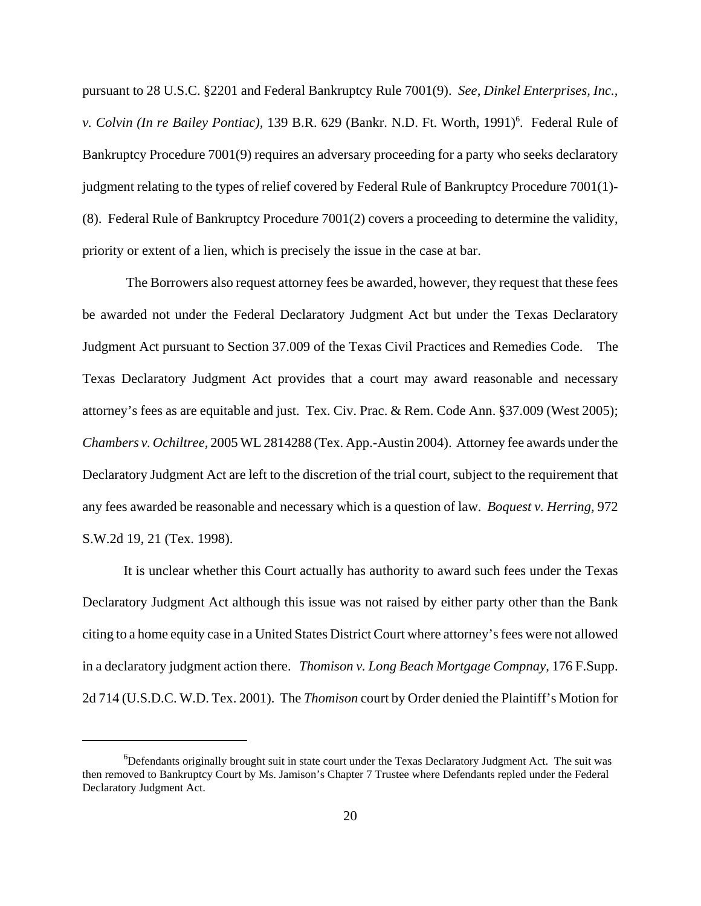pursuant to 28 U.S.C. §2201 and Federal Bankruptcy Rule 7001(9). *See, Dinkel Enterprises, Inc., v. Colvin (In re Bailey Pontiac)*, 139 B.R. 629 (Bankr. N.D. Ft. Worth, 1991)[6]. Federal Rule of Bankruptcy Procedure 7001(9) requires an adversary proceeding for a party who seeks declaratory judgment relating to the types of relief covered by Federal Rule of Bankruptcy Procedure 7001(1)-(8). Federal Rule of Bankruptcy Procedure 7001(2) covers a proceeding to determine the validity, priority or extent of a lien, which is precisely the issue in the case at bar.

The Borrowers also request attorney fees be awarded, however, they request that these fees be awarded not under the Federal Declaratory Judgment Act but under the Texas Declaratory Judgment Act pursuant to Section 37.009 of the Texas Civil Practices and Remedies Code. The Texas Declaratory Judgment Act provides that a court may award reasonable and necessary attorney's fees as are equitable and just. Tex. Civ. Prac. & Rem. Code Ann. §37.009 (West 2005); *Chambers v. Ochiltree*, 2005 WL 2814288 (Tex. App.-Austin 2004). Attorney fee awards under the Declaratory Judgment Act are left to the discretion of the trial court, subject to the requirement that any fees awarded be reasonable and necessary which is a question of law. *Boquest v. Herring*, 972 S.W.2d 19, 21 (Tex. 1998).

It is unclear whether this Court actually has authority to award such fees under the Texas Declaratory Judgment Act although this issue was not raised by either party other than the Bank citing to a home equity case in a United States District Court where attorney's fees were not allowed in a declaratory judgment action there. *Thomison v. Long Beach Mortgage Compnay*, 176 F.Supp. 2d 714 (U.S.D.C. W.D. Tex. 2001). The *Thomison* court by Order denied the Plaintiff's Motion for

---

[6] Defendants originally brought suit in state court under the Texas Declaratory Judgment Act. The suit was then removed to Bankruptcy Court by Ms. Jamison's Chapter 7 Trustee where Defendants repled under the Federal Declaratory Judgment Act.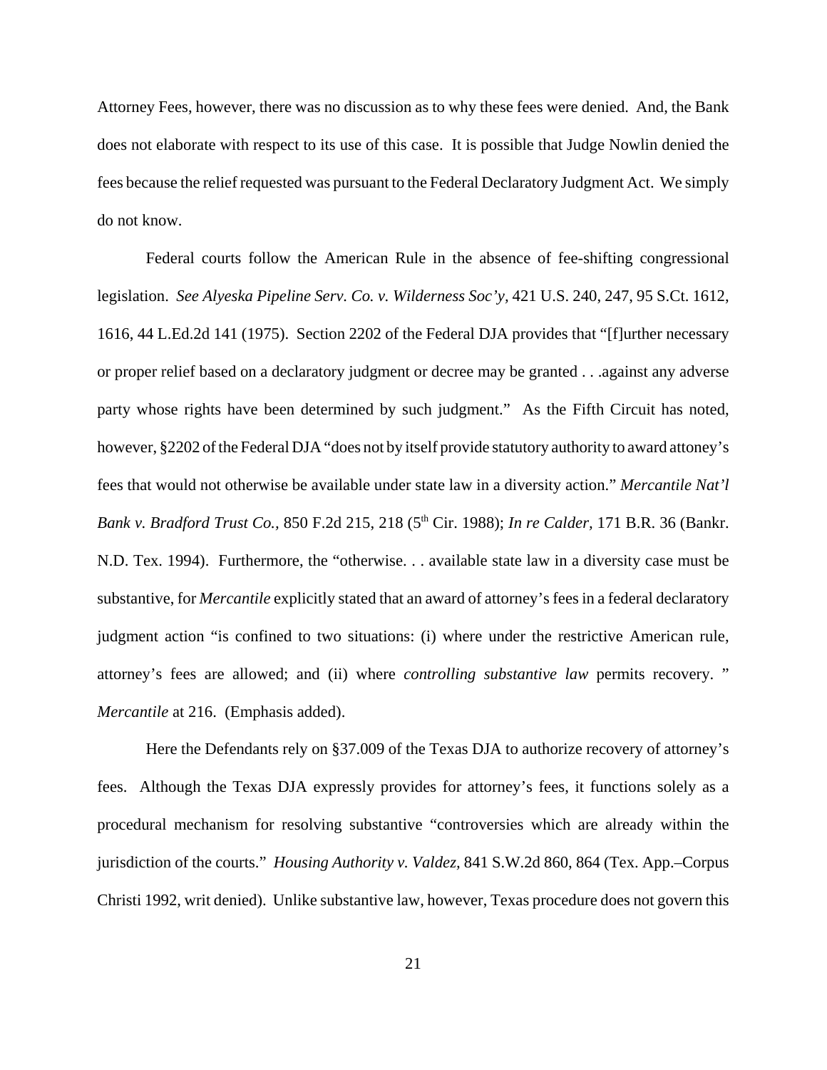Attorney Fees, however, there was no discussion as to why these fees were denied. And, the Bank does not elaborate with respect to its use of this case. It is possible that Judge Nowlin denied the fees because the relief requested was pursuant to the Federal Declaratory Judgment Act. We simply do not know.

Federal courts follow the American Rule in the absence of fee-shifting congressional legislation. *See Alyeska Pipeline Serv. Co. v. Wilderness Soc'y,* 421 U.S. 240, 247, 95 S.Ct. 1612, 1616, 44 L.Ed.2d 141 (1975). Section 2202 of the Federal DJA provides that "[f]urther necessary or proper relief based on a declaratory judgment or decree may be granted . . .against any adverse party whose rights have been determined by such judgment." As the Fifth Circuit has noted, however, §2202 of the Federal DJA "does not by itself provide statutory authority to award attoney's fees that would not otherwise be available under state law in a diversity action." *Mercantile Nat'l Bank v. Bradford Trust Co.,* 850 F.2d 215, 218 (5th Cir. 1988); *In re Calder,* 171 B.R. 36 (Bankr. N.D. Tex. 1994). Furthermore, the "otherwise. . . available state law in a diversity case must be substantive, for *Mercantile* explicitly stated that an award of attorney's fees in a federal declaratory judgment action "is confined to two situations: (i) where under the restrictive American rule, attorney's fees are allowed; and (ii) where *controlling substantive law* permits recovery. " *Mercantile* at 216. (Emphasis added).

Here the Defendants rely on §37.009 of the Texas DJA to authorize recovery of attorney's fees. Although the Texas DJA expressly provides for attorney's fees, it functions solely as a procedural mechanism for resolving substantive "controversies which are already within the jurisdiction of the courts." *Housing Authority v. Valdez,* 841 S.W.2d 860, 864 (Tex. App.–Corpus Christi 1992, writ denied). Unlike substantive law, however, Texas procedure does not govern this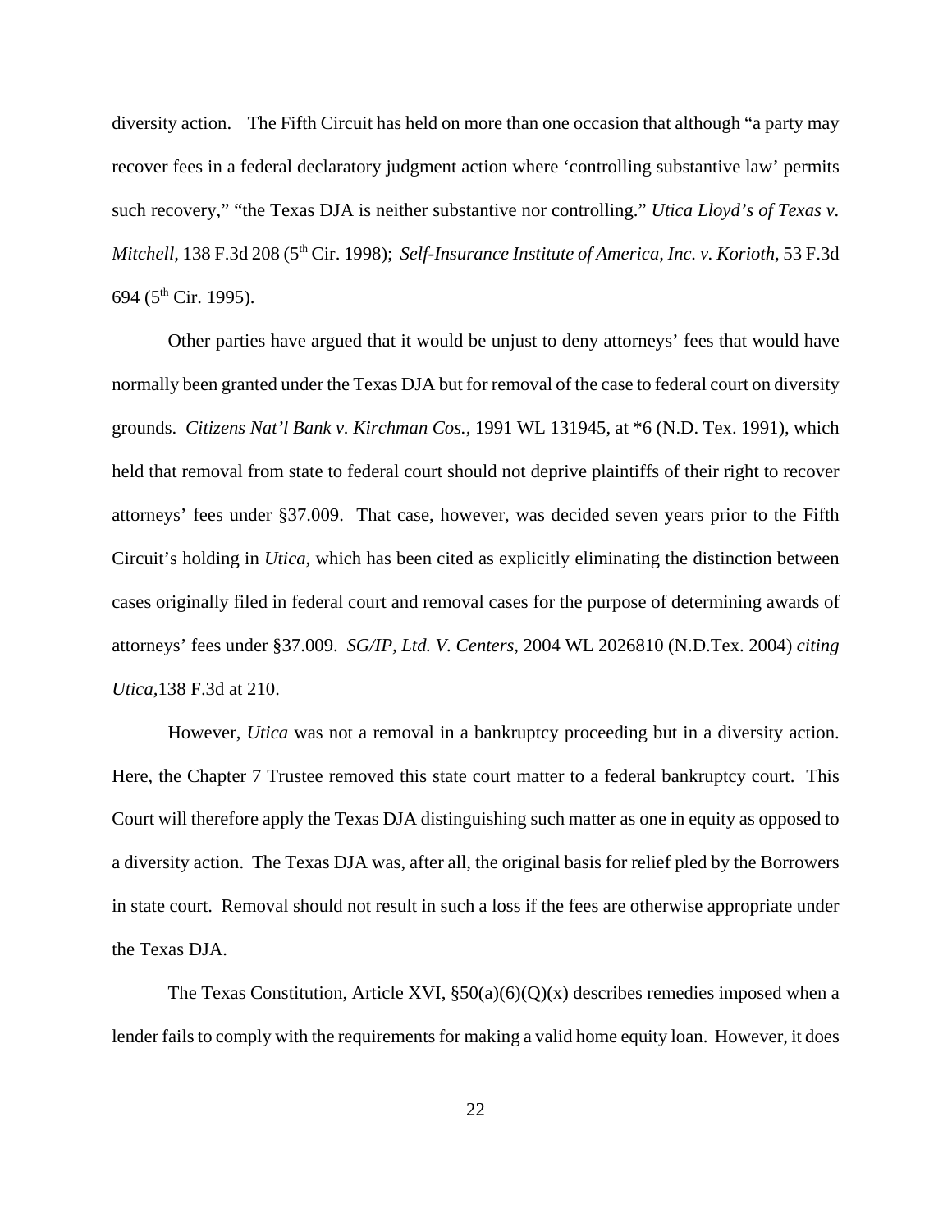diversity action. The Fifth Circuit has held on more than one occasion that although "a party may recover fees in a federal declaratory judgment action where 'controlling substantive law' permits such recovery," "the Texas DJA is neither substantive nor controlling." *Utica Lloyd's of Texas v. Mitchell,* 138 F.3d 208 (5th Cir. 1998); *Self-Insurance Institute of America, Inc. v. Korioth,* 53 F.3d 694 (5th Cir. 1995).

Other parties have argued that it would be unjust to deny attorneys' fees that would have normally been granted under the Texas DJA but for removal of the case to federal court on diversity grounds. *Citizens Nat'l Bank v. Kirchman Cos.*, 1991 WL 131945, at *6 (N.D. Tex. 1991), which held that removal from state to federal court should not deprive plaintiffs of their right to recover attorneys' fees under §37.009. That case, however, was decided seven years prior to the Fifth Circuit's holding in *Utica*, which has been cited as explicitly eliminating the distinction between cases originally filed in federal court and removal cases for the purpose of determining awards of attorneys' fees under §37.009. *SG/IP, Ltd. V. Centers,* 2004 WL 2026810 (N.D.Tex. 2004) *citing Utica*,138 F.3d at 210.

However, *Utica* was not a removal in a bankruptcy proceeding but in a diversity action. Here, the Chapter 7 Trustee removed this state court matter to a federal bankruptcy court. This Court will therefore apply the Texas DJA distinguishing such matter as one in equity as opposed to a diversity action. The Texas DJA was, after all, the original basis for relief pled by the Borrowers in state court. Removal should not result in such a loss if the fees are otherwise appropriate under the Texas DJA.

The Texas Constitution, Article XVI, §50(a)(6)(Q)(x) describes remedies imposed when a lender fails to comply with the requirements for making a valid home equity loan. However, it does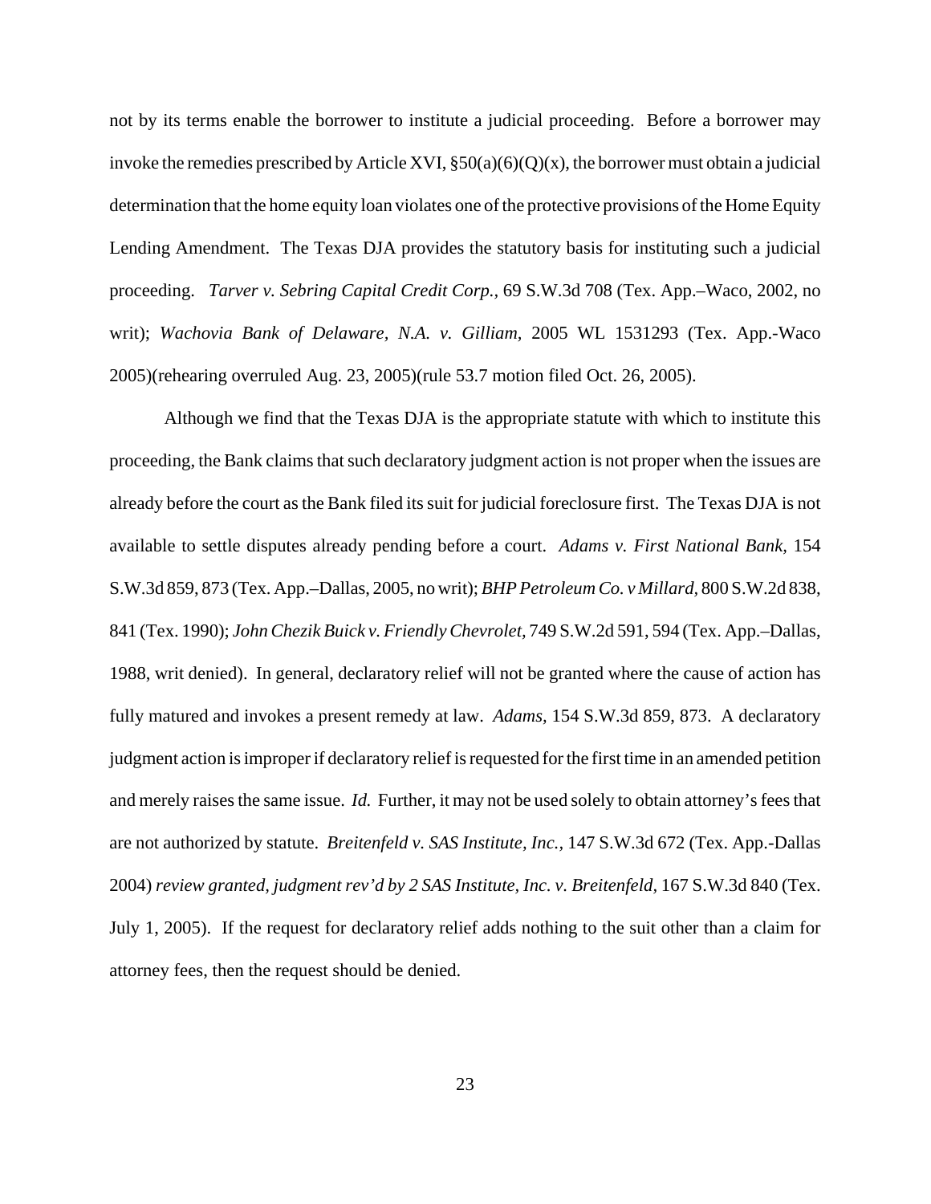not by its terms enable the borrower to institute a judicial proceeding. Before a borrower may invoke the remedies prescribed by Article XVI, §50(a)(6)(Q)(x), the borrower must obtain a judicial determination that the home equity loan violates one of the protective provisions of the Home Equity Lending Amendment. The Texas DJA provides the statutory basis for instituting such a judicial proceeding. *Tarver v. Sebring Capital Credit Corp.*, 69 S.W.3d 708 (Tex. App.–Waco, 2002, no writ); *Wachovia Bank of Delaware, N.A. v. Gilliam*, 2005 WL 1531293 (Tex. App.-Waco 2005)(rehearing overruled Aug. 23, 2005)(rule 53.7 motion filed Oct. 26, 2005).

Although we find that the Texas DJA is the appropriate statute with which to institute this proceeding, the Bank claims that such declaratory judgment action is not proper when the issues are already before the court as the Bank filed its suit for judicial foreclosure first. The Texas DJA is not available to settle disputes already pending before a court. *Adams v. First National Bank*, 154 S.W.3d 859, 873 (Tex. App.–Dallas, 2005, no writ); *BHP Petroleum Co. v Millard*, 800 S.W.2d 838, 841 (Tex. 1990); *John Chezik Buick v. Friendly Chevrolet*, 749 S.W.2d 591, 594 (Tex. App.–Dallas, 1988, writ denied). In general, declaratory relief will not be granted where the cause of action has fully matured and invokes a present remedy at law. *Adams*, 154 S.W.3d 859, 873. A declaratory judgment action is improper if declaratory relief is requested for the first time in an amended petition and merely raises the same issue. *Id.* Further, it may not be used solely to obtain attorney's fees that are not authorized by statute. *Breitenfeld v. SAS Institute, Inc.*, 147 S.W.3d 672 (Tex. App.-Dallas 2004) *review granted, judgment rev'd by 2 SAS Institute, Inc. v. Breitenfeld*, 167 S.W.3d 840 (Tex. July 1, 2005). If the request for declaratory relief adds nothing to the suit other than a claim for attorney fees, then the request should be denied.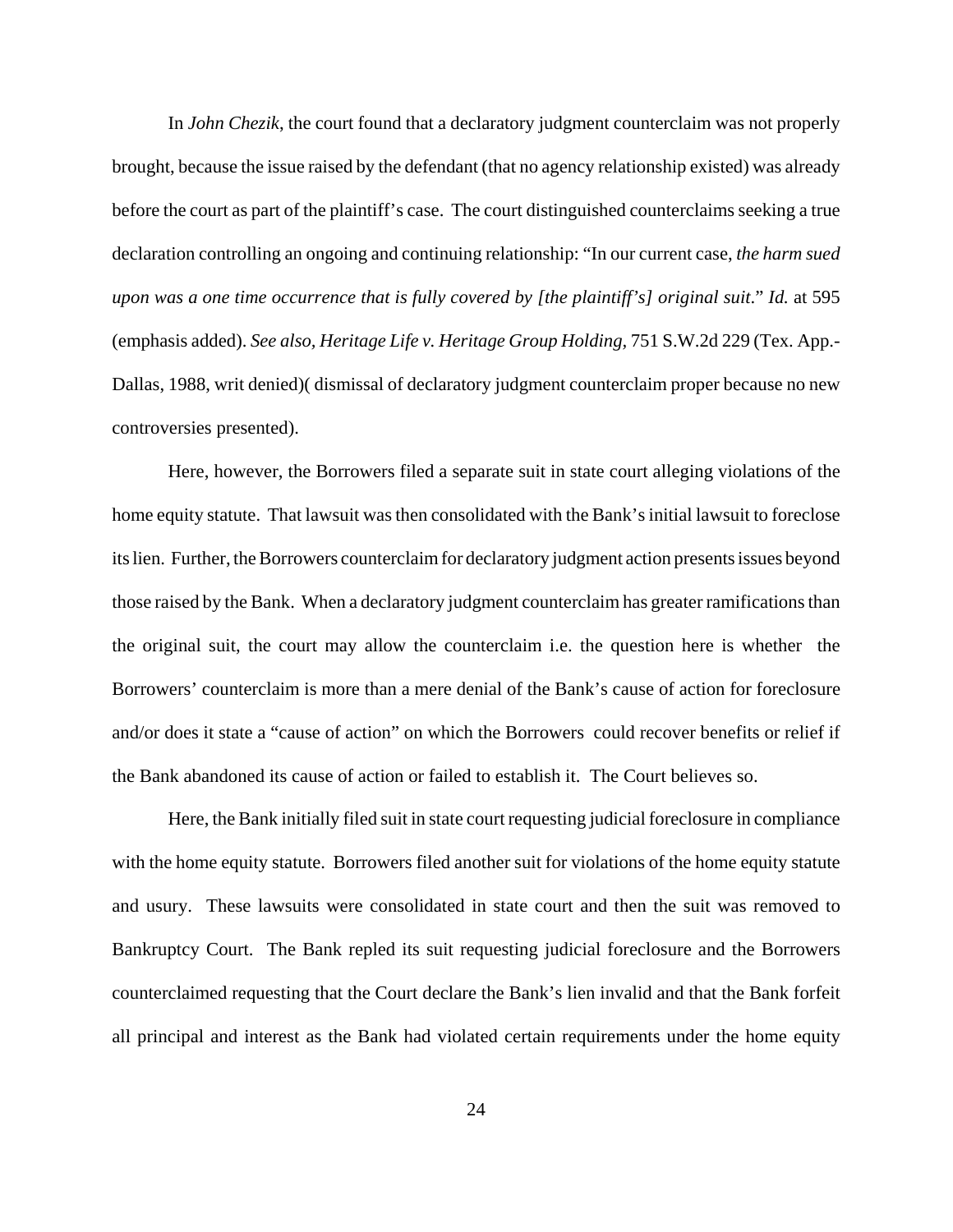In *John Chezik*, the court found that a declaratory judgment counterclaim was not properly brought, because the issue raised by the defendant (that no agency relationship existed) was already before the court as part of the plaintiff's case. The court distinguished counterclaims seeking a true declaration controlling an ongoing and continuing relationship: "In our current case, *the harm sued upon was a one time occurrence that is fully covered by [the plaintiff's] original suit.*" *Id.* at 595 (emphasis added). *See also, Heritage Life v. Heritage Group Holding*, 751 S.W.2d 229 (Tex. App.-Dallas, 1988, writ denied)( dismissal of declaratory judgment counterclaim proper because no new controversies presented).

Here, however, the Borrowers filed a separate suit in state court alleging violations of the home equity statute. That lawsuit was then consolidated with the Bank's initial lawsuit to foreclose its lien. Further, the Borrowers counterclaim for declaratory judgment action presents issues beyond those raised by the Bank. When a declaratory judgment counterclaim has greater ramifications than the original suit, the court may allow the counterclaim i.e. the question here is whether the Borrowers' counterclaim is more than a mere denial of the Bank's cause of action for foreclosure and/or does it state a "cause of action" on which the Borrowers could recover benefits or relief if the Bank abandoned its cause of action or failed to establish it. The Court believes so.

Here, the Bank initially filed suit in state court requesting judicial foreclosure in compliance with the home equity statute. Borrowers filed another suit for violations of the home equity statute and usury. These lawsuits were consolidated in state court and then the suit was removed to Bankruptcy Court. The Bank repled its suit requesting judicial foreclosure and the Borrowers counterclaimed requesting that the Court declare the Bank's lien invalid and that the Bank forfeit all principal and interest as the Bank had violated certain requirements under the home equity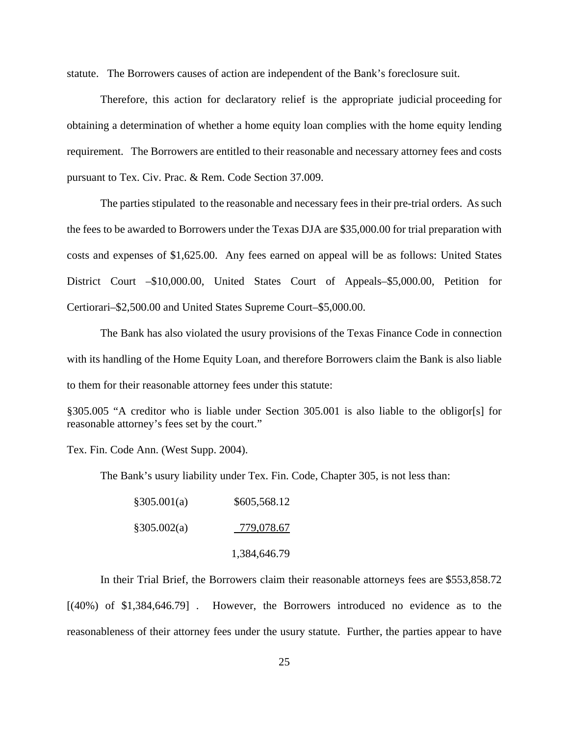statute. The Borrowers causes of action are independent of the Bank's foreclosure suit.

Therefore, this action for declaratory relief is the appropriate judicial proceeding for obtaining a determination of whether a home equity loan complies with the home equity lending requirement. The Borrowers are entitled to their reasonable and necessary attorney fees and costs pursuant to Tex. Civ. Prac. & Rem. Code Section 37.009.

The parties stipulated to the reasonable and necessary fees in their pre-trial orders. As such the fees to be awarded to Borrowers under the Texas DJA are $35,000.00 for trial preparation with costs and expenses of $1,625.00. Any fees earned on appeal will be as follows: United States District Court –$10,000.00, United States Court of Appeals–$5,000.00, Petition for Certiorari–$2,500.00 and United States Supreme Court–$5,000.00.

The Bank has also violated the usury provisions of the Texas Finance Code in connection with its handling of the Home Equity Loan, and therefore Borrowers claim the Bank is also liable to them for their reasonable attorney fees under this statute:

§305.005 "A creditor who is liable under Section 305.001 is also liable to the obligor[s] for reasonable attorney's fees set by the court."

Tex. Fin. Code Ann. (West Supp. 2004).

The Bank's usury liability under Tex. Fin. Code, Chapter 305, is not less than:

| | |
|---|---|
| §305.001(a) | $605,568.12 |
| §305.002(a) | 779,078.67 |
| | 1,384,646.79 |

In their Trial Brief, the Borrowers claim their reasonable attorneys fees are $553,858.72 [(40%) of $1,384,646.79] . However, the Borrowers introduced no evidence as to the reasonableness of their attorney fees under the usury statute. Further, the parties appear to have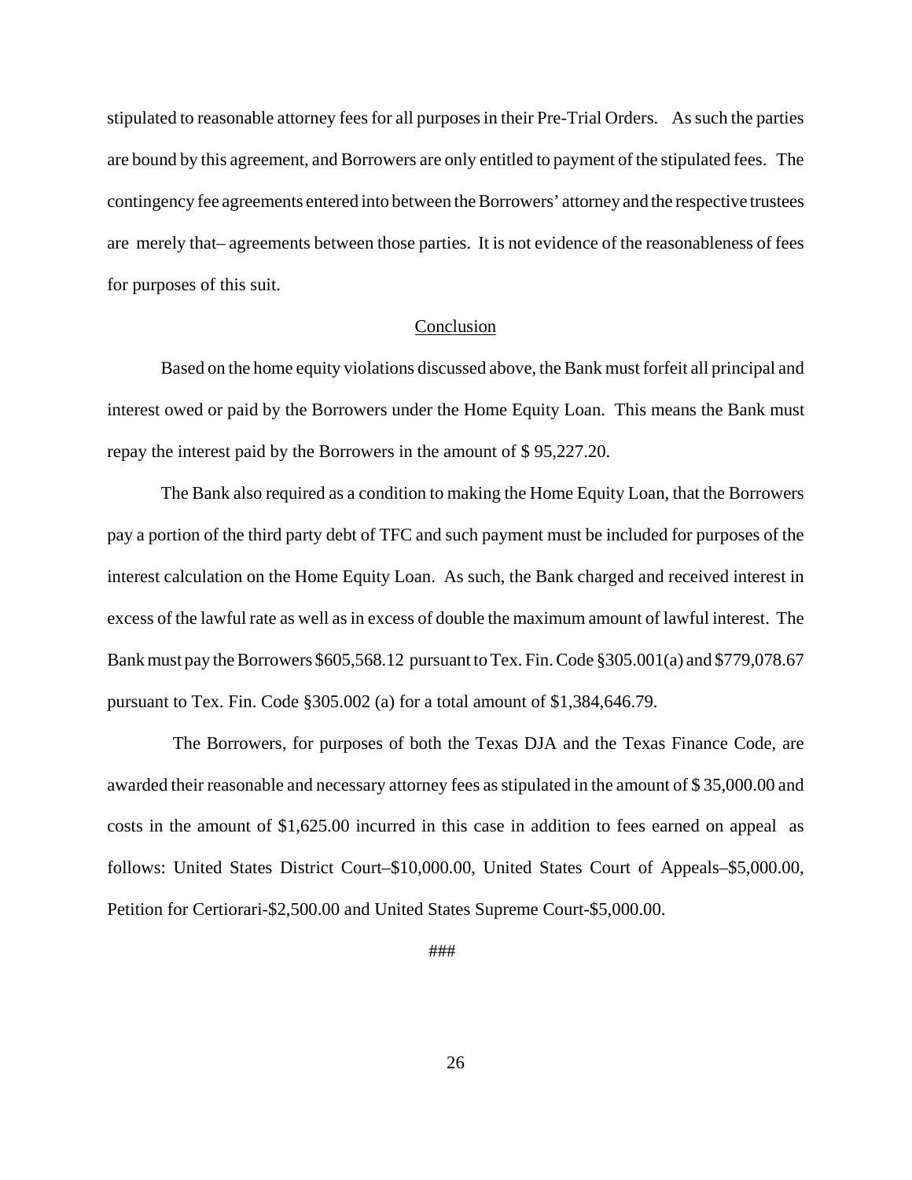stipulated to reasonable attorney fees for all purposes in their Pre-Trial Orders. As such the parties are bound by this agreement, and Borrowers are only entitled to payment of the stipulated fees. The contingency fee agreements entered into between the Borrowers' attorney and the respective trustees are merely that– agreements between those parties. It is not evidence of the reasonableness of fees for purposes of this suit.

## Conclusion

Based on the home equity violations discussed above, the Bank must forfeit all principal and interest owed or paid by the Borrowers under the Home Equity Loan. This means the Bank must repay the interest paid by the Borrowers in the amount of $ 95,227.20.

The Bank also required as a condition to making the Home Equity Loan, that the Borrowers pay a portion of the third party debt of TFC and such payment must be included for purposes of the interest calculation on the Home Equity Loan. As such, the Bank charged and received interest in excess of the lawful rate as well as in excess of double the maximum amount of lawful interest. The Bank must pay the Borrowers $605,568.12 pursuant to Tex. Fin. Code §305.001(a) and $779,078.67 pursuant to Tex. Fin. Code §305.002 (a) for a total amount of $1,384,646.79.

The Borrowers, for purposes of both the Texas DJA and the Texas Finance Code, are awarded their reasonable and necessary attorney fees as stipulated in the amount of $ 35,000.00 and costs in the amount of $1,625.00 incurred in this case in addition to fees earned on appeal as follows: United States District Court–$10,000.00, United States Court of Appeals–$5,000.00, Petition for Certiorari-$2,500.00 and United States Supreme Court-$5,000.00.

###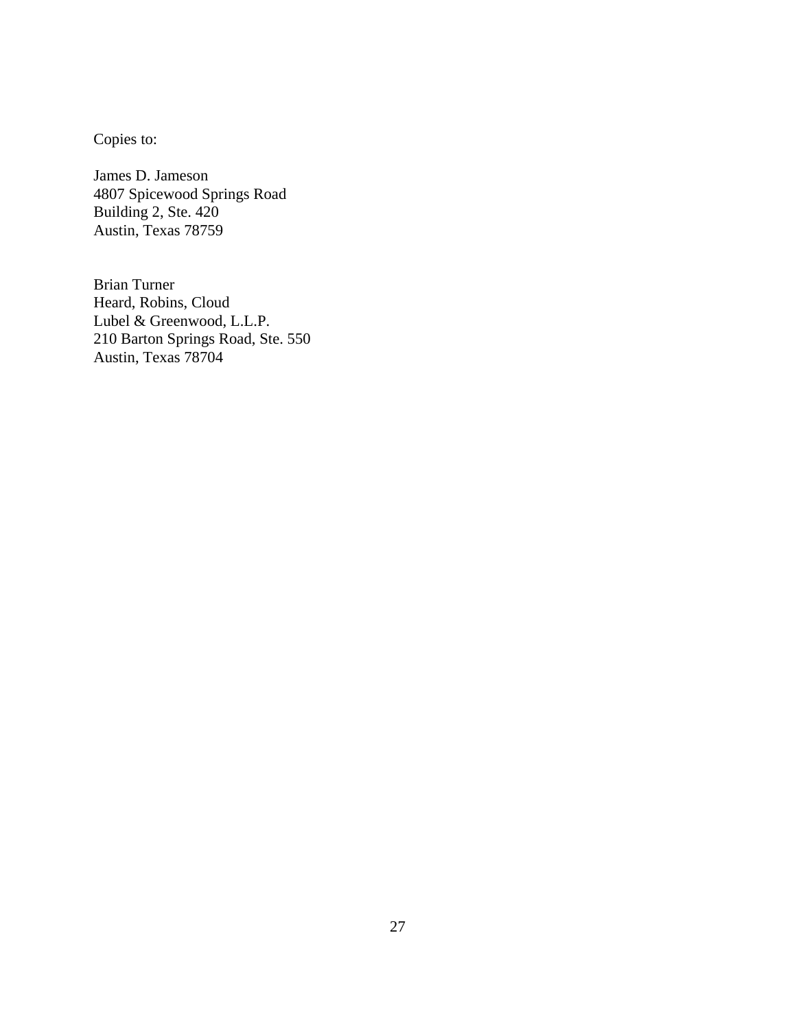Copies to:

James D. Jameson  
4807 Spicewood Springs Road  
Building 2, Ste. 420  
Austin, Texas 78759

Brian Turner  
Heard, Robins, Cloud  
Lubel & Greenwood, L.L.P.  
210 Barton Springs Road, Ste. 550  
Austin, Texas 78704